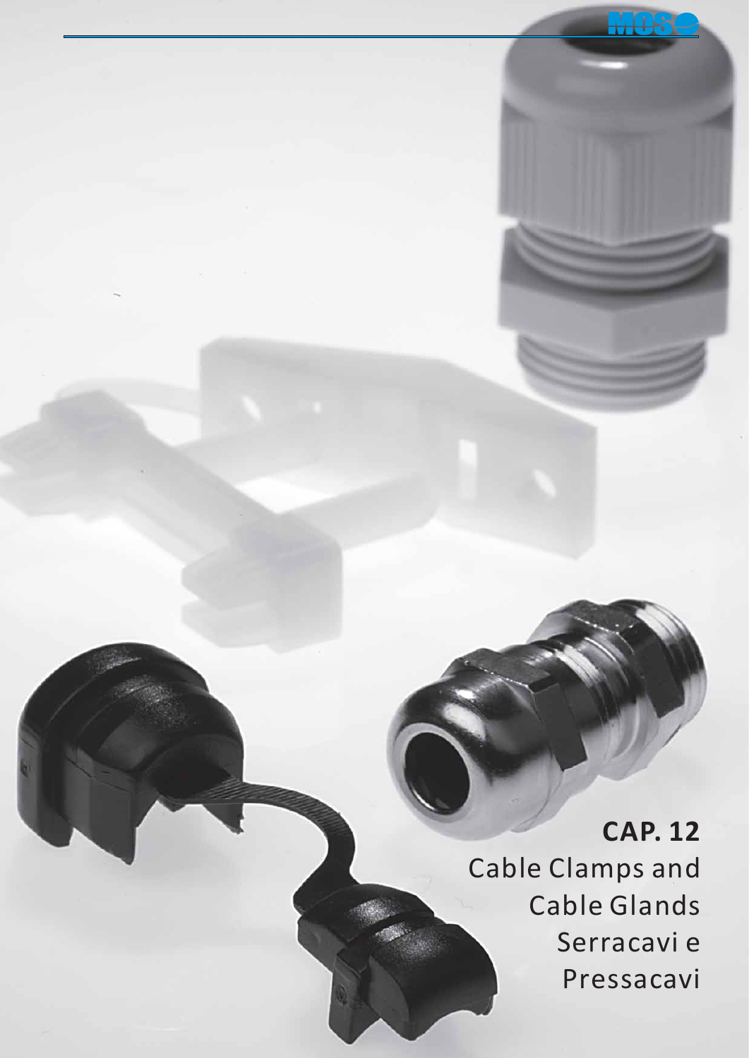# CAP. 12

Cable Clamps and Cable Glands

Serracavi e Pressacavi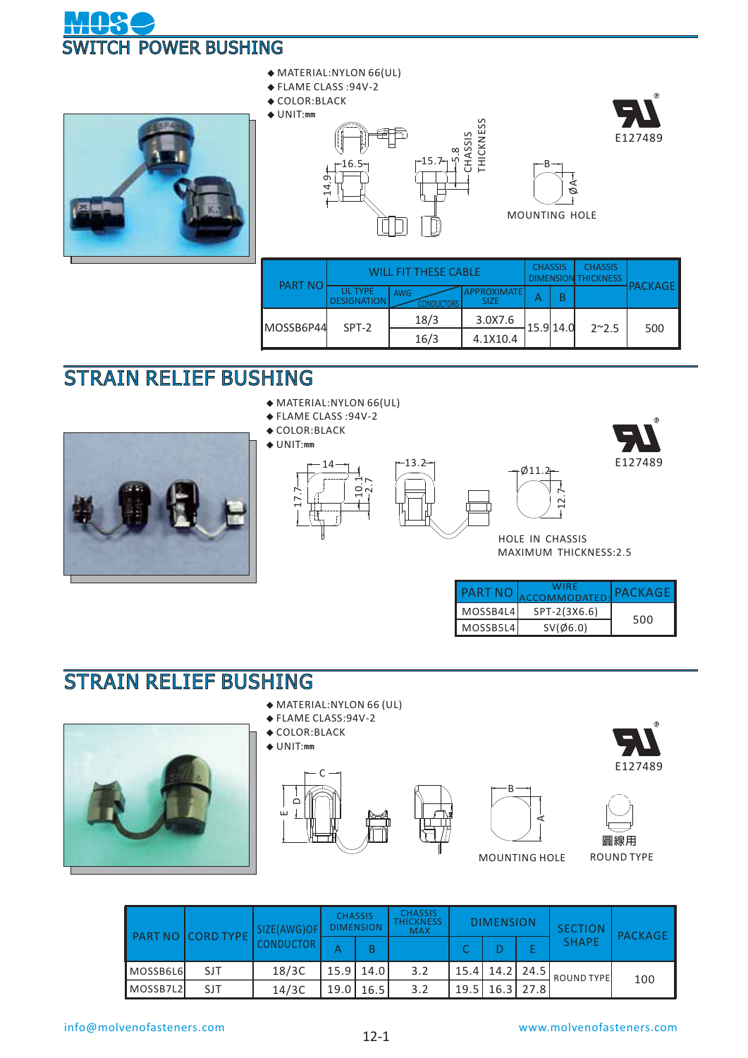# SWITCH POWER BUSHING

- MATERIAL:NYLON 66(UL)
- FLAME CLASS :94V-2
- COLOR:BLACK
- UNIT:mm

E127489

MOUNTING HOLE

| PART NO | WILL FIT THESE CABLE | | | CHASSIS DIMENSION | | CHASSIS THICKNESS | PACKAGE |
|---|---|---|---|---|---|---|---|
| | UL TYPE DESIGNATION | AWG CONDUCTORS | APPROXIMATE SIZE | A | B | | |
| MOSSB6P44 | SPT-2 | 18/3 | 3.0X7.6 | 15.9 | 14.0 | 2~2.5 | 500 |
| | | 16/3 | 4.1X10.4 | | | | |

# STRAIN RELIEF BUSHING

- MATERIAL:NYLON 66(UL)
- FLAME CLASS :94V-2
- COLOR:BLACK
- UNIT:mm

E127489

HOLE IN CHASSIS
MAXIMUM THICKNESS:2.5

| PART NO | WIRE ACCOMMODATED: | PACKAGE |
|---|---|---|
| MOSSB4L4 | SPT-2(3X6.6) | 500 |
| MOSSB5L4 | SV(Ø6.0) | |

# STRAIN RELIEF BUSHING

- MATERIAL:NYLON 66 (UL)
- FLAME CLASS:94V-2
- COLOR:BLACK
- UNIT:mm

E127489

MOUNTING HOLE

圓線用
ROUND TYPE

| PART NO | CORD TYPE | SIZE(AWG)OF CONDUCTOR | CHASSIS DIMENSION | | CHASSIS THICKNESS MAX | DIMENSION | | | SECTION SHAPE | PACKAGE |
|---|---|---|---|---|---|---|---|---|---|---|
| | | | A | B | | C | D | E | | |
| MOSSB6L6 | SJT | 18/3C | 15.9 | 14.0 | 3.2 | 15.4 | 14.2 | 24.5 | ROUND TYPE | 100 |
| MOSSB7L2 | SJT | 14/3C | 19.0 | 16.5 | 3.2 | 19.5 | 16.3 | 27.8 | | |

info@molvenofasteners.com www.molvenofasteners.com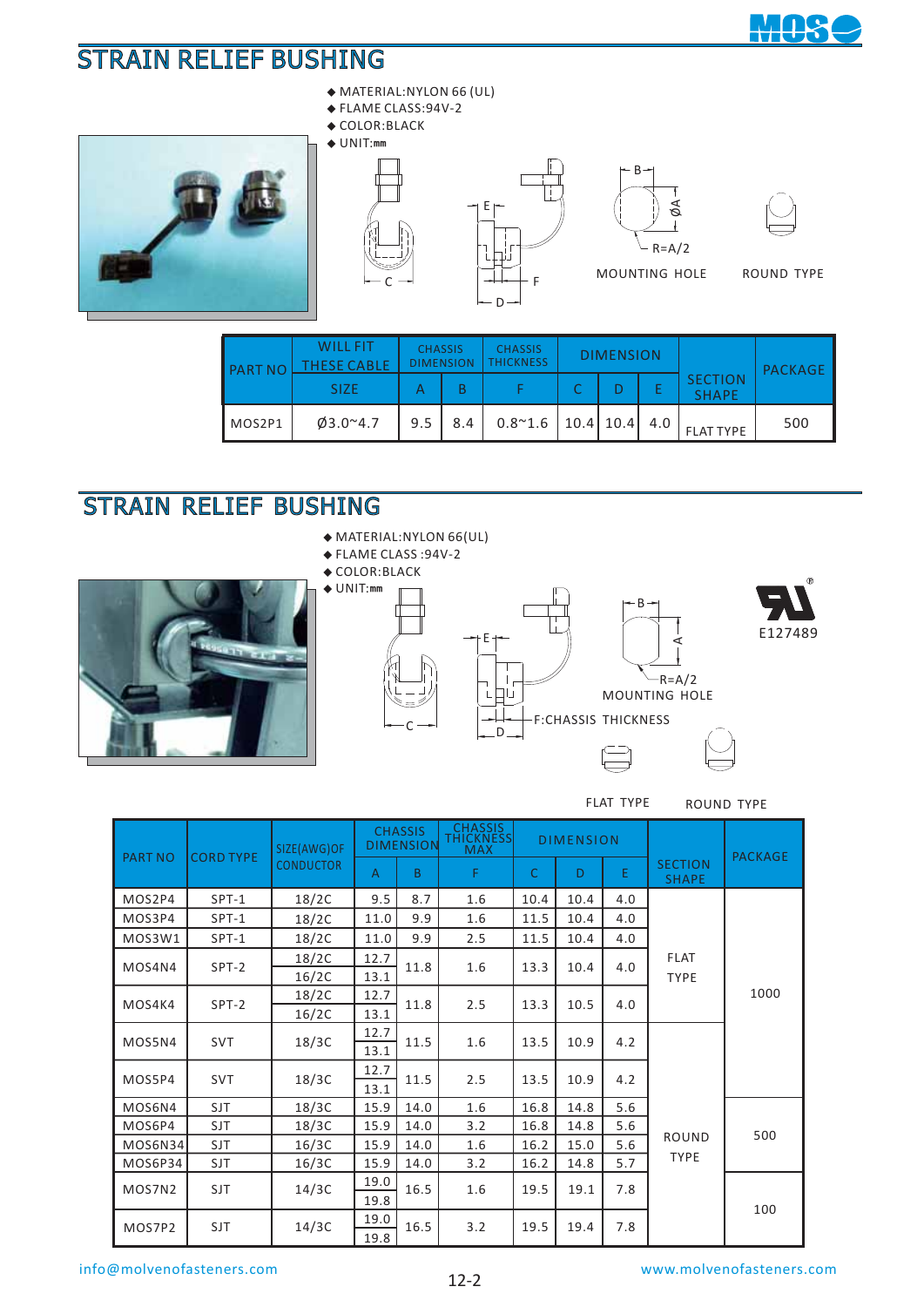# STRAIN RELIEF BUSHING

- MATERIAL:NYLON 66 (UL)
- FLAME CLASS:94V-2
- COLOR:BLACK
- UNIT:mm

C, D, E, F, B, ØA, R=A/2

MOUNTING HOLE    ROUND TYPE

| PART NO | WILL FIT THESE CABLE | CHASSIS DIMENSION | | CHASSIS THICKNESS | DIMENSION | | | SECTION SHAPE | PACKAGE |
|---|---|---|---|---|---|---|---|---|---|
| | SIZE | A | B | F | C | D | E | | |
| MOS2P1 | Ø3.0~4.7 | 9.5 | 8.4 | 0.8~1.6 | 10.4 | 10.4 | 4.0 | FLAT TYPE | 500 |

# STRAIN RELIEF BUSHING

- MATERIAL:NYLON 66(UL)
- FLAME CLASS :94V-2
- COLOR:BLACK
- UNIT:mm

E127489

C, D, E, B, A, R=A/2

MOUNTING HOLE

F:CHASSIS THICKNESS

FLAT TYPE    ROUND TYPE

| PART NO | CORD TYPE | SIZE(AWG)OF CONDUCTOR | CHASSIS DIMENSION | | CHASSIS THICKNESS MAX | DIMENSION | | | SECTION SHAPE | PACKAGE |
|---|---|---|---|---|---|---|---|---|---|---|
| | | | A | B | F | C | D | E | | |
| MOS2P4 | SPT-1 | 18/2C | 9.5 | 8.7 | 1.6 | 10.4 | 10.4 | 4.0 | FLAT TYPE | 1000 |
| MOS3P4 | SPT-1 | 18/2C | 11.0 | 9.9 | 1.6 | 11.5 | 10.4 | 4.0 | FLAT TYPE | 1000 |
| MOS3W1 | SPT-1 | 18/2C | 11.0 | 9.9 | 2.5 | 11.5 | 10.4 | 4.0 | FLAT TYPE | 1000 |
| MOS4N4 | SPT-2 | 18/2C | 12.7 | 11.8 | 1.6 | 13.3 | 10.4 | 4.0 | FLAT TYPE | 1000 |
| | | 16/2C | 13.1 | | | | | | | |
| MOS4K4 | SPT-2 | 18/2C | 12.7 | 11.8 | 2.5 | 13.3 | 10.5 | 4.0 | FLAT TYPE | 1000 |
| | | 16/2C | 13.1 | | | | | | | |
| MOS5N4 | SVT | 18/3C | 12.7 | 11.5 | 1.6 | 13.5 | 10.9 | 4.2 | ROUND TYPE | 1000 |
| | | | 13.1 | | | | | | | |
| MOS5P4 | SVT | 18/3C | 12.7 | 11.5 | 2.5 | 13.5 | 10.9 | 4.2 | ROUND TYPE | 1000 |
| | | | 13.1 | | | | | | | |
| MOS6N4 | SJT | 18/3C | 15.9 | 14.0 | 1.6 | 16.8 | 14.8 | 5.6 | ROUND TYPE | 500 |
| MOS6P4 | SJT | 18/3C | 15.9 | 14.0 | 3.2 | 16.8 | 14.8 | 5.6 | ROUND TYPE | 500 |
| MOS6N34 | SJT | 16/3C | 15.9 | 14.0 | 1.6 | 16.2 | 15.0 | 5.6 | ROUND TYPE | 500 |
| MOS6P34 | SJT | 16/3C | 15.9 | 14.0 | 3.2 | 16.2 | 14.8 | 5.7 | ROUND TYPE | 500 |
| MOS7N2 | SJT | 14/3C | 19.0 | 16.5 | 1.6 | 19.5 | 19.1 | 7.8 | ROUND TYPE | 100 |
| | | | 19.8 | | | | | | | |
| MOS7P2 | SJT | 14/3C | 19.0 | 16.5 | 3.2 | 19.5 | 19.4 | 7.8 | ROUND TYPE | 100 |
| | | | 19.8 | | | | | | | |

info@molvenofasteners.com    www.molvenofasteners.com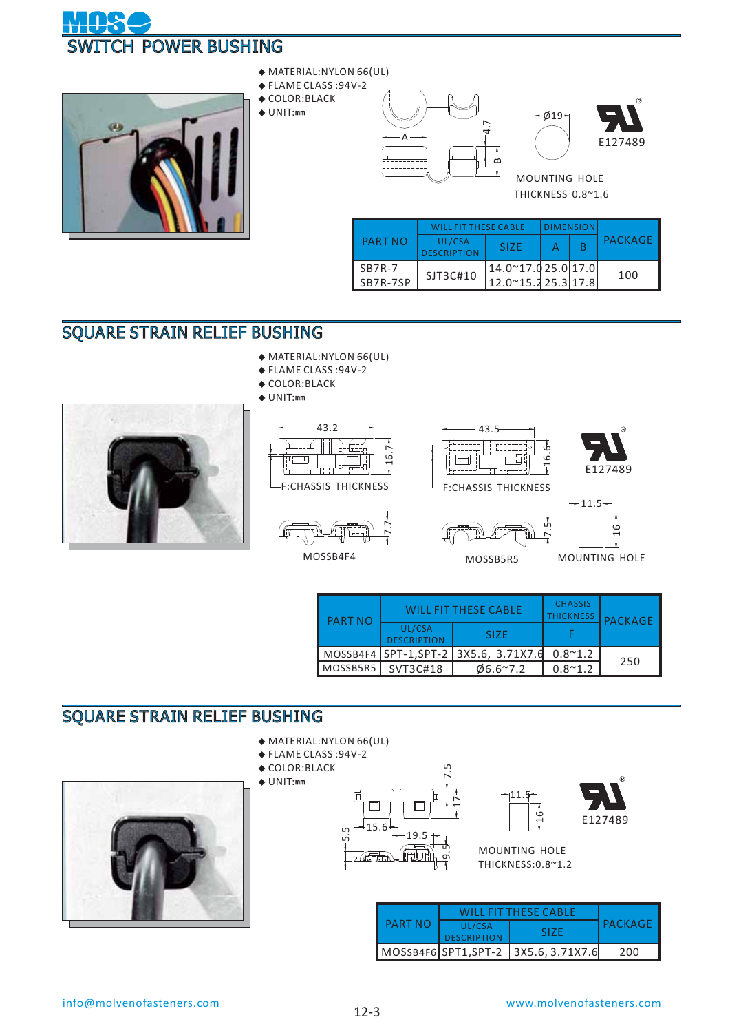## SWITCH POWER BUSHING

- MATERIAL:NYLON 66(UL)
- FLAME CLASS :94V-2
- COLOR:BLACK
- UNIT:mm

A  4.7  B

Ø19

MOUNTING HOLE
THICKNESS 0.8~1.6

E127489

| PART NO | WILL FIT THESE CABLE | | DIMENSION | | PACKAGE |
|---|---|---|---|---|---|
| | UL/CSA DESCRIPTION | SIZE | A | B | |
| SB7R-7 | SJT3C#10 | 14.0~17.0 | 25.0 | 17.0 | 100 |
| SB7R-7SP | | 12.0~15.2 | 25.3 | 17.8 | |

## SQUARE STRAIN RELIEF BUSHING

- MATERIAL:NYLON 66(UL)
- FLAME CLASS :94V-2
- COLOR:BLACK
- UNIT:mm

43.2  16.7  F:CHASSIS THICKNESS  7.7

MOSSB4F4

43.5  16.6  F:CHASSIS THICKNESS  7.5

MOSSB5R5

11.5  16

MOUNTING HOLE

E127489

| PART NO | WILL FIT THESE CABLE | | CHASSIS THICKNESS | PACKAGE |
|---|---|---|---|---|
| | UL/CSA DESCRIPTION | SIZE | F | |
| MOSSB4F4 | SPT-1,SPT-2 | 3X5.6, 3.71X7.6 | 0.8~1.2 | 250 |
| MOSSB5R5 | SVT3C#18 | Ø6.6~7.2 | 0.8~1.2 | |

## SQUARE STRAIN RELIEF BUSHING

- MATERIAL:NYLON 66(UL)
- FLAME CLASS :94V-2
- COLOR:BLACK
- UNIT:mm

7.5  17  15.6  5.5  19.5  9.5

11.5  16

MOUNTING HOLE
THICKNESS:0.8~1.2

E127489

| PART NO | WILL FIT THESE CABLE | | PACKAGE |
|---|---|---|---|
| | UL/CSA DESCRIPTION | SIZE | |
| MOSSB4F6 | SPT1,SPT-2 | 3X5.6, 3.71X7.6 | 200 |

info@molvenofasteners.com  www.molvenofasteners.com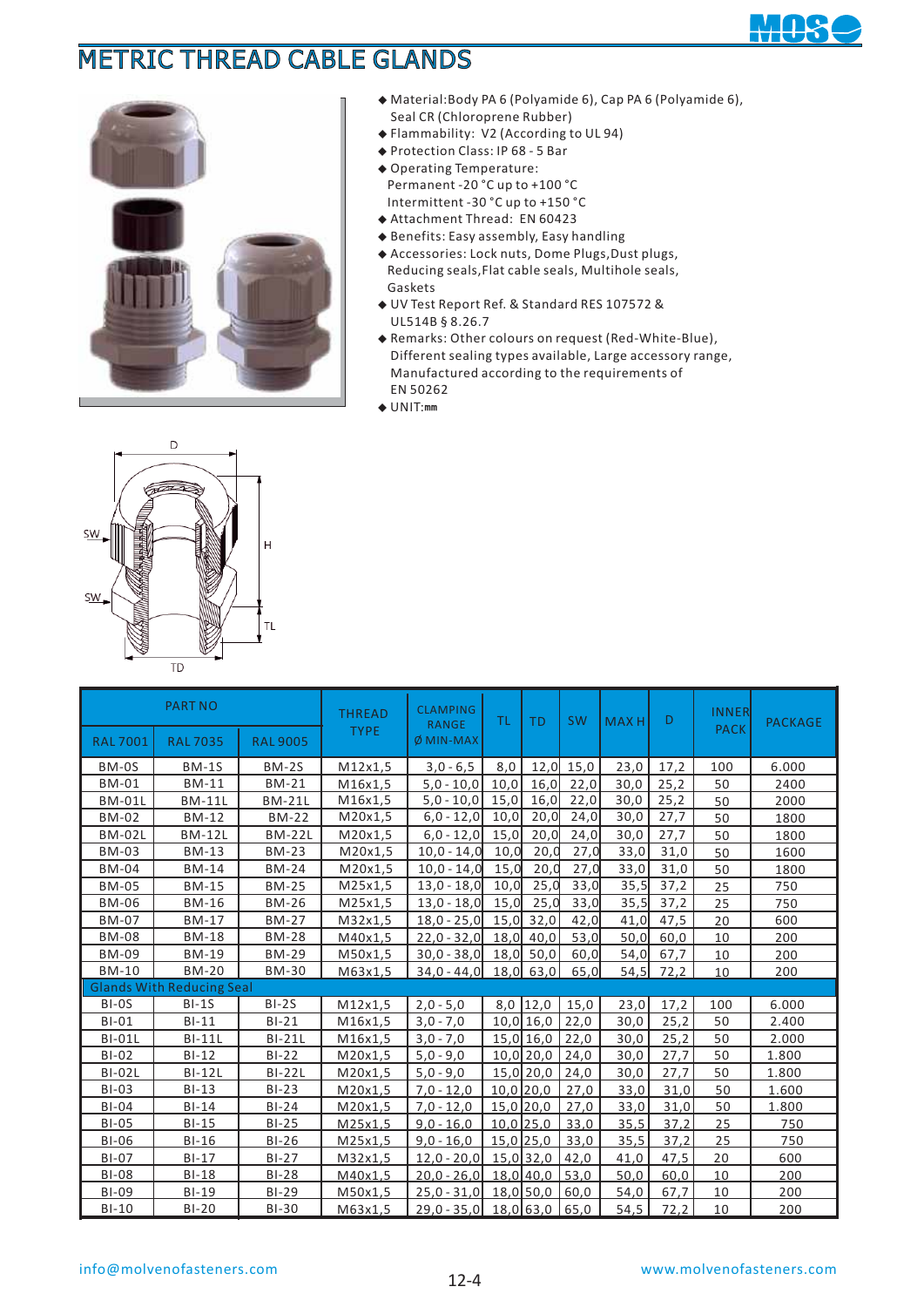# METRIC THREAD CABLE GLANDS

- Material:Body PA 6 (Polyamide 6), Cap PA 6 (Polyamide 6), Seal CR (Chloroprene Rubber)
- Flammability: V2 (According to UL 94)
- Protection Class: IP 68 - 5 Bar
- Operating Temperature:
  Permanent -20 °C up to +100 °C
  Intermittent -30 °C up to +150 °C
- Attachment Thread: EN 60423
- Benefits: Easy assembly, Easy handling
- Accessories: Lock nuts, Dome Plugs,Dust plugs, Reducing seals,Flat cable seals, Multihole seals, Gaskets
- UV Test Report Ref. & Standard RES 107572 & UL514B § 8.26.7
- Remarks: Other colours on request (Red-White-Blue), Different sealing types available, Large accessory range, Manufactured according to the requirements of EN 50262
- UNIT:mm

| PART NO | | | THREAD TYPE | CLAMPING RANGE Ø MIN-MAX | TL | TD | SW | MAX H | D | INNER PACK | PACKAGE |
|---|---|---|---|---|---|---|---|---|---|---|---|
| RAL 7001 | RAL 7035 | RAL 9005 | | | | | | | | | |
| BM-0S | BM-1S | BM-2S | M12x1,5 | 3,0 - 6,5 | 8,0 | 12,0 | 15,0 | 23,0 | 17,2 | 100 | 6.000 |
| BM-01 | BM-11 | BM-21 | M16x1,5 | 5,0 - 10,0 | 10,0 | 16,0 | 22,0 | 30,0 | 25,2 | 50 | 2400 |
| BM-01L | BM-11L | BM-21L | M16x1,5 | 5,0 - 10,0 | 15,0 | 16,0 | 22,0 | 30,0 | 25,2 | 50 | 2000 |
| BM-02 | BM-12 | BM-22 | M20x1,5 | 6,0 - 12,0 | 10,0 | 20,0 | 24,0 | 30,0 | 27,7 | 50 | 1800 |
| BM-02L | BM-12L | BM-22L | M20x1,5 | 6,0 - 12,0 | 15,0 | 20,0 | 24,0 | 30,0 | 27,7 | 50 | 1800 |
| BM-03 | BM-13 | BM-23 | M20x1,5 | 10,0 - 14,0 | 10,0 | 20,0 | 27,0 | 33,0 | 31,0 | 50 | 1600 |
| BM-04 | BM-14 | BM-24 | M20x1,5 | 10,0 - 14,0 | 15,0 | 20,0 | 27,0 | 33,0 | 31,0 | 50 | 1800 |
| BM-05 | BM-15 | BM-25 | M25x1,5 | 13,0 - 18,0 | 10,0 | 25,0 | 33,0 | 35,5 | 37,2 | 25 | 750 |
| BM-06 | BM-16 | BM-26 | M25x1,5 | 13,0 - 18,0 | 15,0 | 25,0 | 33,0 | 35,5 | 37,2 | 25 | 750 |
| BM-07 | BM-17 | BM-27 | M32x1,5 | 18,0 - 25,0 | 15,0 | 32,0 | 42,0 | 41,0 | 47,5 | 20 | 600 |
| BM-08 | BM-18 | BM-28 | M40x1,5 | 22,0 - 32,0 | 18,0 | 40,0 | 53,0 | 50,0 | 60,0 | 10 | 200 |
| BM-09 | BM-19 | BM-29 | M50x1,5 | 30,0 - 38,0 | 18,0 | 50,0 | 60,0 | 54,0 | 67,7 | 10 | 200 |
| BM-10 | BM-20 | BM-30 | M63x1,5 | 34,0 - 44,0 | 18,0 | 63,0 | 65,0 | 54,5 | 72,2 | 10 | 200 |
| Glands With Reducing Seal | | | | | | | | | | | |
| BI-0S | BI-1S | BI-2S | M12x1,5 | 2,0 - 5,0 | 8,0 | 12,0 | 15,0 | 23,0 | 17,2 | 100 | 6.000 |
| BI-01 | BI-11 | BI-21 | M16x1,5 | 3,0 - 7,0 | 10,0 | 16,0 | 22,0 | 30,0 | 25,2 | 50 | 2.400 |
| BI-01L | BI-11L | BI-21L | M16x1,5 | 3,0 - 7,0 | 15,0 | 16,0 | 22,0 | 30,0 | 25,2 | 50 | 2.000 |
| BI-02 | BI-12 | BI-22 | M20x1,5 | 5,0 - 9,0 | 10,0 | 20,0 | 24,0 | 30,0 | 27,7 | 50 | 1.800 |
| BI-02L | BI-12L | BI-22L | M20x1,5 | 5,0 - 9,0 | 15,0 | 20,0 | 24,0 | 30,0 | 27,7 | 50 | 1.800 |
| BI-03 | BI-13 | BI-23 | M20x1,5 | 7,0 - 12,0 | 10,0 | 20,0 | 27,0 | 33,0 | 31,0 | 50 | 1.600 |
| BI-04 | BI-14 | BI-24 | M20x1,5 | 7,0 - 12,0 | 15,0 | 20,0 | 27,0 | 33,0 | 31,0 | 50 | 1.800 |
| BI-05 | BI-15 | BI-25 | M25x1,5 | 9,0 - 16,0 | 10,0 | 25,0 | 33,0 | 35,5 | 37,2 | 25 | 750 |
| BI-06 | BI-16 | BI-26 | M25x1,5 | 9,0 - 16,0 | 15,0 | 25,0 | 33,0 | 35,5 | 37,2 | 25 | 750 |
| BI-07 | BI-17 | BI-27 | M32x1,5 | 12,0 - 20,0 | 15,0 | 32,0 | 42,0 | 41,0 | 47,5 | 20 | 600 |
| BI-08 | BI-18 | BI-28 | M40x1,5 | 20,0 - 26,0 | 18,0 | 40,0 | 53,0 | 50,0 | 60,0 | 10 | 200 |
| BI-09 | BI-19 | BI-29 | M50x1,5 | 25,0 - 31,0 | 18,0 | 50,0 | 60,0 | 54,0 | 67,7 | 10 | 200 |
| BI-10 | BI-20 | BI-30 | M63x1,5 | 29,0 - 35,0 | 18,0 | 63,0 | 65,0 | 54,5 | 72,2 | 10 | 200 |

info@molvenofasteners.com www.molvenofasteners.com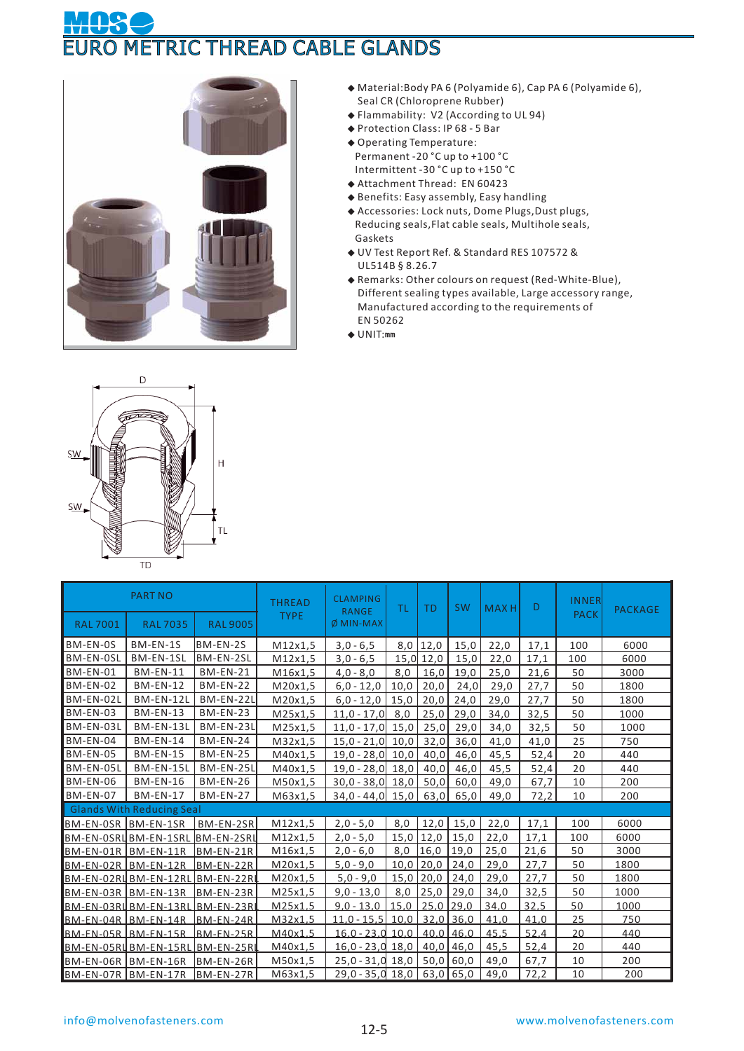# EURO METRIC THREAD CABLE GLANDS

- Material:Body PA 6 (Polyamide 6), Cap PA 6 (Polyamide 6), Seal CR (Chloroprene Rubber)
- Flammability: V2 (According to UL 94)
- Protection Class: IP 68 - 5 Bar
- Operating Temperature:
  Permanent -20 °C up to +100 °C
  Intermittent -30 °C up to +150 °C
- Attachment Thread: EN 60423
- Benefits: Easy assembly, Easy handling
- Accessories: Lock nuts, Dome Plugs,Dust plugs, Reducing seals,Flat cable seals, Multihole seals, Gaskets
- UV Test Report Ref. & Standard RES 107572 & UL514B § 8.26.7
- Remarks: Other colours on request (Red-White-Blue), Different sealing types available, Large accessory range, Manufactured according to the requirements of EN 50262
- UNIT:mm

| PART NO | | | THREAD TYPE | CLAMPING RANGE Ø MIN-MAX | TL | TD | SW | MAX H | D | INNER PACK | PACKAGE |
|---|---|---|---|---|---|---|---|---|---|---|---|
| RAL 7001 | RAL 7035 | RAL 9005 | | | | | | | | | |
| BM-EN-0S | BM-EN-1S | BM-EN-2S | M12x1,5 | 3,0 - 6,5 | 8,0 | 12,0 | 15,0 | 22,0 | 17,1 | 100 | 6000 |
| BM-EN-0SL | BM-EN-1SL | BM-EN-2SL | M12x1,5 | 3,0 - 6,5 | 15,0 | 12,0 | 15,0 | 22,0 | 17,1 | 100 | 6000 |
| BM-EN-01 | BM-EN-11 | BM-EN-21 | M16x1,5 | 4,0 - 8,0 | 8,0 | 16,0 | 19,0 | 25,0 | 21,6 | 50 | 3000 |
| BM-EN-02 | BM-EN-12 | BM-EN-22 | M20x1,5 | 6,0 - 12,0 | 10,0 | 20,0 | 24,0 | 29,0 | 27,7 | 50 | 1800 |
| BM-EN-02L | BM-EN-12L | BM-EN-22L | M20x1,5 | 6,0 - 12,0 | 15,0 | 20,0 | 24,0 | 29,0 | 27,7 | 50 | 1800 |
| BM-EN-03 | BM-EN-13 | BM-EN-23 | M25x1,5 | 11,0 - 17,0 | 8,0 | 25,0 | 29,0 | 34,0 | 32,5 | 50 | 1000 |
| BM-EN-03L | BM-EN-13L | BM-EN-23L | M25x1,5 | 11,0 - 17,0 | 15,0 | 25,0 | 29,0 | 34,0 | 32,5 | 50 | 1000 |
| BM-EN-04 | BM-EN-14 | BM-EN-24 | M32x1,5 | 15,0 - 21,0 | 10,0 | 32,0 | 36,0 | 41,0 | 41,0 | 25 | 750 |
| BM-EN-05 | BM-EN-15 | BM-EN-25 | M40x1,5 | 19,0 - 28,0 | 10,0 | 40,0 | 46,0 | 45,5 | 52,4 | 20 | 440 |
| BM-EN-05L | BM-EN-15L | BM-EN-25L | M40x1,5 | 19,0 - 28,0 | 18,0 | 40,0 | 46,0 | 45,5 | 52,4 | 20 | 440 |
| BM-EN-06 | BM-EN-16 | BM-EN-26 | M50x1,5 | 30,0 - 38,0 | 18,0 | 50,0 | 60,0 | 49,0 | 67,7 | 10 | 200 |
| BM-EN-07 | BM-EN-17 | BM-EN-27 | M63x1,5 | 34,0 - 44,0 | 15,0 | 63,0 | 65,0 | 49,0 | 72,2 | 10 | 200 |
| Glands With Reducing Seal | | | | | | | | | | | |
| BM-EN-0SR | BM-EN-1SR | BM-EN-2SR | M12x1,5 | 2,0 - 5,0 | 8,0 | 12,0 | 15,0 | 22,0 | 17,1 | 100 | 6000 |
| BM-EN-0SRL | BM-EN-1SRL | BM-EN-2SRL | M12x1,5 | 2,0 - 5,0 | 15,0 | 12,0 | 15,0 | 22,0 | 17,1 | 100 | 6000 |
| BM-EN-01R | BM-EN-11R | BM-EN-21R | M16x1,5 | 2,0 - 6,0 | 8,0 | 16,0 | 19,0 | 25,0 | 21,6 | 50 | 3000 |
| BM-EN-02R | BM-EN-12R | BM-EN-22R | M20x1,5 | 5,0 - 9,0 | 10,0 | 20,0 | 24,0 | 29,0 | 27,7 | 50 | 1800 |
| BM-EN-02RL | BM-EN-12RL | BM-EN-22RL | M20x1,5 | 5,0 - 9,0 | 15,0 | 20,0 | 24,0 | 29,0 | 27,7 | 50 | 1800 |
| BM-EN-03R | BM-EN-13R | BM-EN-23R | M25x1,5 | 9,0 - 13,0 | 8,0 | 25,0 | 29,0 | 34,0 | 32,5 | 50 | 1000 |
| BM-EN-03RL | BM-EN-13RL | BM-EN-23RL | M25x1,5 | 9,0 - 13,0 | 15,0 | 25,0 | 29,0 | 34,0 | 32,5 | 50 | 1000 |
| BM-EN-04R | BM-EN-14R | BM-EN-24R | M32x1,5 | 11,0 - 15,5 | 10,0 | 32,0 | 36,0 | 41,0 | 41,0 | 25 | 750 |
| BM-EN-05R | BM-EN-15R | BM-EN-25R | M40x1,5 | 16,0 - 23,0 | 10,0 | 40,0 | 46,0 | 45,5 | 52,4 | 20 | 440 |
| BM-EN-05RL | BM-EN-15RL | BM-EN-25RL | M40x1,5 | 16,0 - 23,0 | 18,0 | 40,0 | 46,0 | 45,5 | 52,4 | 20 | 440 |
| BM-EN-06R | BM-EN-16R | BM-EN-26R | M50x1,5 | 25,0 - 31,0 | 18,0 | 50,0 | 60,0 | 49,0 | 67,7 | 10 | 200 |
| BM-EN-07R | BM-EN-17R | BM-EN-27R | M63x1,5 | 29,0 - 35,0 | 18,0 | 63,0 | 65,0 | 49,0 | 72,2 | 10 | 200 |

info@molvenofasteners.com www.molvenofasteners.com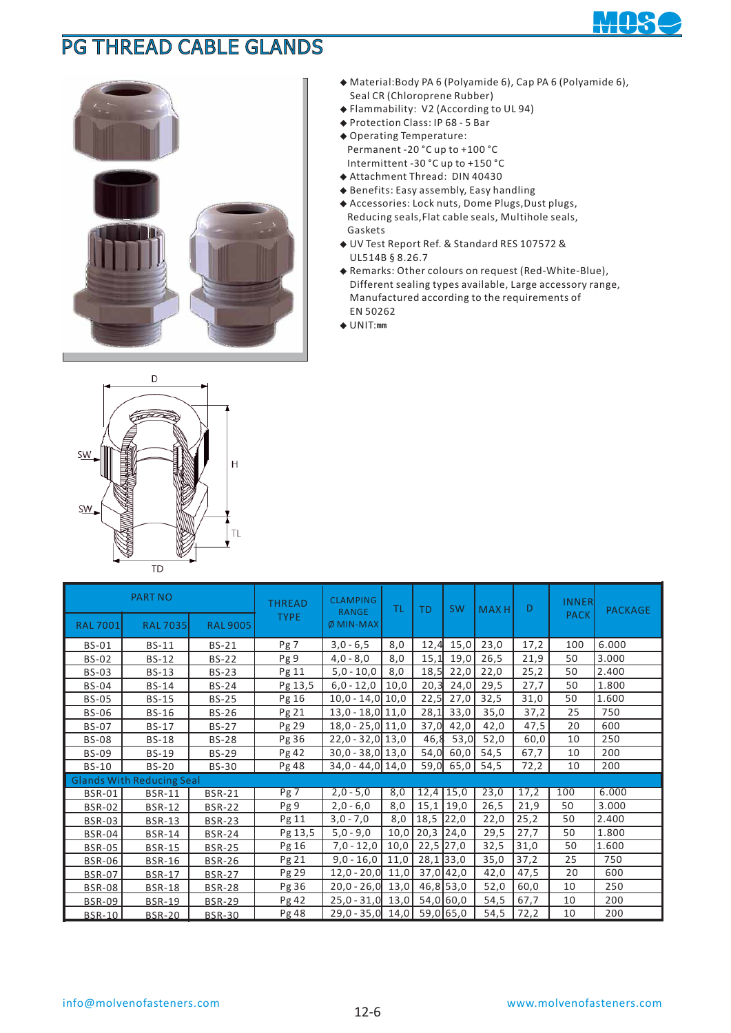# PG THREAD CABLE GLANDS

- Material:Body PA 6 (Polyamide 6), Cap PA 6 (Polyamide 6), Seal CR (Chloroprene Rubber)
- Flammability: V2 (According to UL 94)
- Protection Class: IP 68 - 5 Bar
- Operating Temperature:
  Permanent -20 °C up to +100 °C
  Intermittent -30 °C up to +150 °C
- Attachment Thread: DIN 40430
- Benefits: Easy assembly, Easy handling
- Accessories: Lock nuts, Dome Plugs,Dust plugs, Reducing seals,Flat cable seals, Multihole seals, Gaskets
- UV Test Report Ref. & Standard RES 107572 & UL514B § 8.26.7
- Remarks: Other colours on request (Red-White-Blue), Different sealing types available, Large accessory range, Manufactured according to the requirements of EN 50262
- UNIT:mm

| PART NO | | | THREAD TYPE | CLAMPING RANGE Ø MIN-MAX | TL | TD | SW | MAX H | D | INNER PACK | PACKAGE |
|---|---|---|---|---|---|---|---|---|---|---|---|
| RAL 7001 | RAL 7035 | RAL 9005 | | | | | | | | | |
| BS-01 | BS-11 | BS-21 | Pg 7 | 3,0 - 6,5 | 8,0 | 12,4 | 15,0 | 23,0 | 17,2 | 100 | 6.000 |
| BS-02 | BS-12 | BS-22 | Pg 9 | 4,0 - 8,0 | 8,0 | 15,1 | 19,0 | 26,5 | 21,9 | 50 | 3.000 |
| BS-03 | BS-13 | BS-23 | Pg 11 | 5,0 - 10,0 | 8,0 | 18,5 | 22,0 | 22,0 | 25,2 | 50 | 2.400 |
| BS-04 | BS-14 | BS-24 | Pg 13,5 | 6,0 - 12,0 | 10,0 | 20,3 | 24,0 | 29,5 | 27,7 | 50 | 1.800 |
| BS-05 | BS-15 | BS-25 | Pg 16 | 10,0 - 14,0 | 10,0 | 22,5 | 27,0 | 32,5 | 31,0 | 50 | 1.600 |
| BS-06 | BS-16 | BS-26 | Pg 21 | 13,0 - 18,0 | 11,0 | 28,1 | 33,0 | 35,0 | 37,2 | 25 | 750 |
| BS-07 | BS-17 | BS-27 | Pg 29 | 18,0 - 25,0 | 11,0 | 37,0 | 42,0 | 42,0 | 47,5 | 20 | 600 |
| BS-08 | BS-18 | BS-28 | Pg 36 | 22,0 - 32,0 | 13,0 | 46,8 | 53,0 | 52,0 | 60,0 | 10 | 250 |
| BS-09 | BS-19 | BS-29 | Pg 42 | 30,0 - 38,0 | 13,0 | 54,0 | 60,0 | 54,5 | 67,7 | 10 | 200 |
| BS-10 | BS-20 | BS-30 | Pg 48 | 34,0 - 44,0 | 14,0 | 59,0 | 65,0 | 54,5 | 72,2 | 10 | 200 |
| Glands With Reducing Seal | | | | | | | | | | | |
| BSR-01 | BSR-11 | BSR-21 | Pg 7 | 2,0 - 5,0 | 8,0 | 12,4 | 15,0 | 23,0 | 17,2 | 100 | 6.000 |
| BSR-02 | BSR-12 | BSR-22 | Pg 9 | 2,0 - 6,0 | 8,0 | 15,1 | 19,0 | 26,5 | 21,9 | 50 | 3.000 |
| BSR-03 | BSR-13 | BSR-23 | Pg 11 | 3,0 - 7,0 | 8,0 | 18,5 | 22,0 | 22,0 | 25,2 | 50 | 2.400 |
| BSR-04 | BSR-14 | BSR-24 | Pg 13,5 | 5,0 - 9,0 | 10,0 | 20,3 | 24,0 | 29,5 | 27,7 | 50 | 1.800 |
| BSR-05 | BSR-15 | BSR-25 | Pg 16 | 7,0 - 12,0 | 10,0 | 22,5 | 27,0 | 32,5 | 31,0 | 50 | 1.600 |
| BSR-06 | BSR-16 | BSR-26 | Pg 21 | 9,0 - 16,0 | 11,0 | 28,1 | 33,0 | 35,0 | 37,2 | 25 | 750 |
| BSR-07 | BSR-17 | BSR-27 | Pg 29 | 12,0 - 20,0 | 11,0 | 37,0 | 42,0 | 42,0 | 47,5 | 20 | 600 |
| BSR-08 | BSR-18 | BSR-28 | Pg 36 | 20,0 - 26,0 | 13,0 | 46,8 | 53,0 | 52,0 | 60,0 | 10 | 250 |
| BSR-09 | BSR-19 | BSR-29 | Pg 42 | 25,0 - 31,0 | 13,0 | 54,0 | 60,0 | 54,5 | 67,7 | 10 | 200 |
| BSR-10 | BSR-20 | BSR-30 | Pg 48 | 29,0 - 35,0 | 14,0 | 59,0 | 65,0 | 54,5 | 72,2 | 10 | 200 |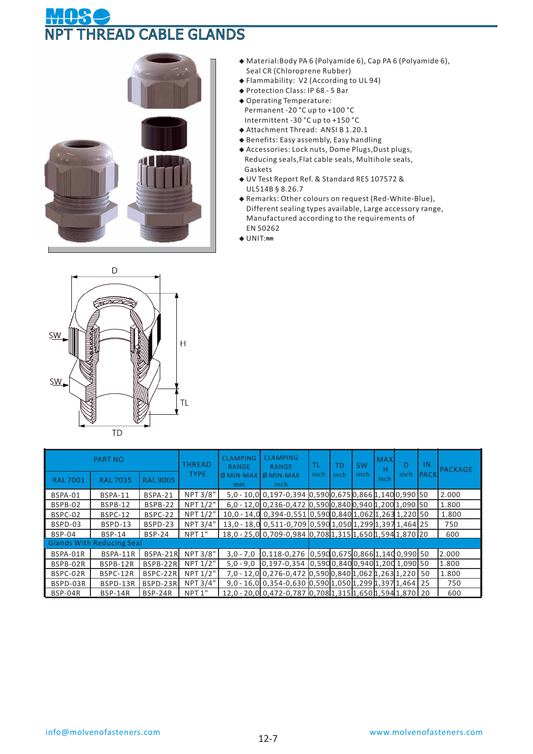# NPT THREAD CABLE GLANDS

- Material:Body PA 6 (Polyamide 6), Cap PA 6 (Polyamide 6), Seal CR (Chloroprene Rubber)
- Flammability: V2 (According to UL 94)
- Protection Class: IP 68 - 5 Bar
- Operating Temperature:
  Permanent -20 °C up to +100 °C
  Intermittent -30 °C up to +150 °C
- Attachment Thread: ANSI B 1.20.1
- Benefits: Easy assembly, Easy handling
- Accessories: Lock nuts, Dome Plugs,Dust plugs, Reducing seals,Flat cable seals, Multihole seals, Gaskets
- UV Test Report Ref. & Standard RES 107572 & UL514B § 8.26.7
- Remarks: Other colours on request (Red-White-Blue), Different sealing types available, Large accessory range, Manufactured according to the requirements of EN 50262
- UNIT:mm

| PART NO | | | THREAD TYPE | CLAMPING RANGE Ø MIN-MAX mm | CLAMPING RANGE Ø MIN-MAX inch | TL inch | TD inch | SW inch | MAX H inch | D inch | IN. PACK | PACKAGE |
|---|---|---|---|---|---|---|---|---|---|---|---|---|
| RAL 7001 | RAL 7035 | RAL 9005 | | | | | | | | | | |
| BSPA-01 | BSPA-11 | BSPA-21 | NPT 3/8" | 5,0 - 10,0 | 0,197-0,394 | 0,590 | 0,675 | 0,866 | 1,140 | 0,990 | 50 | 2.000 |
| BSPB-02 | BSPB-12 | BSPB-22 | NPT 1/2" | 6,0 - 12,0 | 0,236-0,472 | 0,590 | 0,840 | 0,940 | 1,200 | 1,090 | 50 | 1.800 |
| BSPC-02 | BSPC-12 | BSPC-22 | NPT 1/2" | 10,0 - 14,0 | 0,394-0,551 | 0,590 | 0,840 | 1,062 | 1,263 | 1,220 | 50 | 1.800 |
| BSPD-03 | BSPD-13 | BSPD-23 | NPT 3/4" | 13,0 - 18,0 | 0,511-0,709 | 0,590 | 1,050 | 1,299 | 1,397 | 1,464 | 25 | 750 |
| BSP-04 | BSP-14 | BSP-24 | NPT 1" | 18,0 - 25,0 | 0,709-0,984 | 0,708 | 1,315 | 1,650 | 1,594 | 1,870 | 20 | 600 |
| Glands With Reducing Seal | | | | | | | | | | | | |
| BSPA-01R | BSPA-11R | BSPA-21R | NPT 3/8" | 3,0 - 7,0 | 0,118-0,276 | 0,590 | 0,675 | 0,866 | 1,140 | 0,990 | 50 | 2.000 |
| BSPB-02R | BSPB-12R | BSPB-22R | NPT 1/2" | 5,0 - 9,0 | 0,197-0,354 | 0,590 | 0,840 | 0,940 | 1,200 | 1,090 | 50 | 1.800 |
| BSPC-02R | BSPC-12R | BSPC-22R | NPT 1/2" | 7,0 - 12,0 | 0,276-0,472 | 0,590 | 0,840 | 1,062 | 1,263 | 1,220 | 50 | 1.800 |
| BSPD-03R | BSPD-13R | BSPD-23R | NPT 3/4" | 9,0 - 16,0 | 0,354-0,630 | 0,590 | 1,050 | 1,299 | 1,397 | 1,464 | 25 | 750 |
| BSP-04R | BSP-14R | BSP-24R | NPT 1" | 12,0 - 20,0 | 0,472-0,787 | 0,708 | 1,315 | 1,650 | 1,594 | 1,870 | 20 | 600 |

info@molvenofasteners.com

www.molvenofasteners.com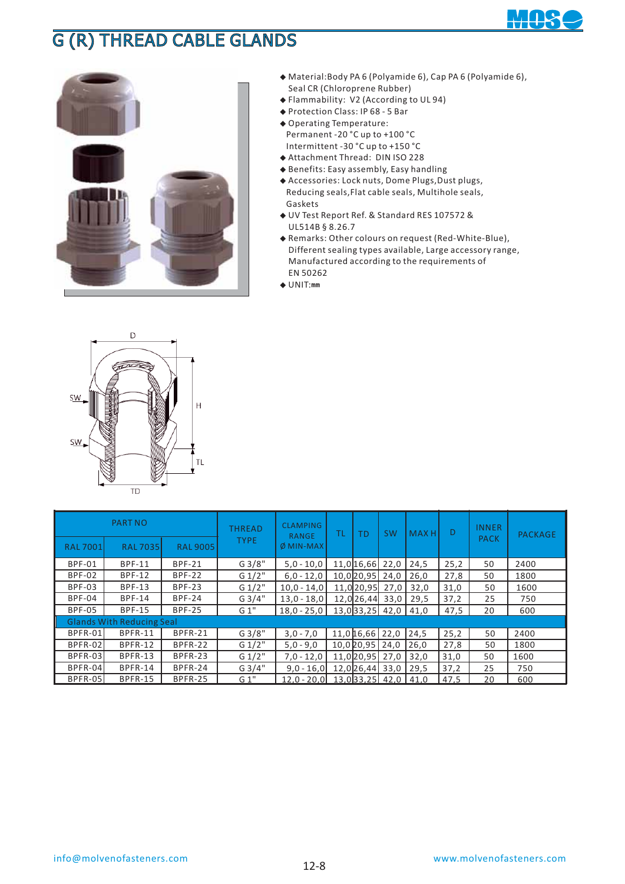# G (R) THREAD CABLE GLANDS

- Material:Body PA 6 (Polyamide 6), Cap PA 6 (Polyamide 6), Seal CR (Chloroprene Rubber)
- Flammability: V2 (According to UL 94)
- Protection Class: IP 68 - 5 Bar
- Operating Temperature:
  Permanent -20 °C up to +100 °C
  Intermittent -30 °C up to +150 °C
- Attachment Thread: DIN ISO 228
- Benefits: Easy assembly, Easy handling
- Accessories: Lock nuts, Dome Plugs,Dust plugs, Reducing seals,Flat cable seals, Multihole seals, Gaskets
- UV Test Report Ref. & Standard RES 107572 & UL514B § 8.26.7
- Remarks: Other colours on request (Red-White-Blue), Different sealing types available, Large accessory range, Manufactured according to the requirements of EN 50262
- UNIT:mm

| PART NO | | | THREAD TYPE | CLAMPING RANGE Ø MIN-MAX | TL | TD | SW | MAX H | D | INNER PACK | PACKAGE |
|---|---|---|---|---|---|---|---|---|---|---|---|
| RAL 7001 | RAL 7035 | RAL 9005 | | | | | | | | | |
| BPF-01 | BPF-11 | BPF-21 | G 3/8" | 5,0 - 10,0 | 11,0 | 16,66 | 22,0 | 24,5 | 25,2 | 50 | 2400 |
| BPF-02 | BPF-12 | BPF-22 | G 1/2" | 6,0 - 12,0 | 10,0 | 20,95 | 24,0 | 26,0 | 27,8 | 50 | 1800 |
| BPF-03 | BPF-13 | BPF-23 | G 1/2" | 10,0 - 14,0 | 11,0 | 20,95 | 27,0 | 32,0 | 31,0 | 50 | 1600 |
| BPF-04 | BPF-14 | BPF-24 | G 3/4" | 13,0 - 18,0 | 12,0 | 26,44 | 33,0 | 29,5 | 37,2 | 25 | 750 |
| BPF-05 | BPF-15 | BPF-25 | G 1" | 18,0 - 25,0 | 13,0 | 33,25 | 42,0 | 41,0 | 47,5 | 20 | 600 |
| Glands With Reducing Seal | | | | | | | | | | | |
| BPFR-01 | BPFR-11 | BPFR-21 | G 3/8" | 3,0 - 7,0 | 11,0 | 16,66 | 22,0 | 24,5 | 25,2 | 50 | 2400 |
| BPFR-02 | BPFR-12 | BPFR-22 | G 1/2" | 5,0 - 9,0 | 10,0 | 20,95 | 24,0 | 26,0 | 27,8 | 50 | 1800 |
| BPFR-03 | BPFR-13 | BPFR-23 | G 1/2" | 7,0 - 12,0 | 11,0 | 20,95 | 27,0 | 32,0 | 31,0 | 50 | 1600 |
| BPFR-04 | BPFR-14 | BPFR-24 | G 3/4" | 9,0 - 16,0 | 12,0 | 26,44 | 33,0 | 29,5 | 37,2 | 25 | 750 |
| BPFR-05 | BPFR-15 | BPFR-25 | G 1" | 12,0 - 20,0 | 13,0 | 33,25 | 42,0 | 41,0 | 47,5 | 20 | 600 |

info@molvenofasteners.com www.molvenofasteners.com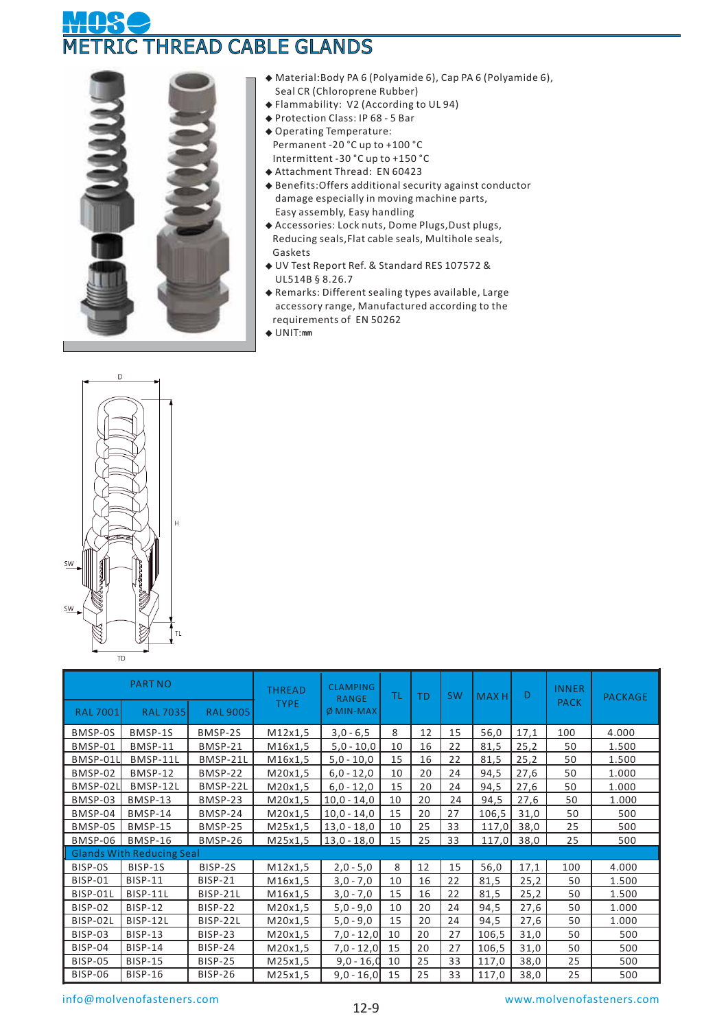# METRIC THREAD CABLE GLANDS

- Material:Body PA 6 (Polyamide 6), Cap PA 6 (Polyamide 6), Seal CR (Chloroprene Rubber)
- Flammability: V2 (According to UL 94)
- Protection Class: IP 68 - 5 Bar
- Operating Temperature:
  Permanent -20 °C up to +100 °C
  Intermittent -30 °C up to +150 °C
- Attachment Thread: EN 60423
- Benefits:Offers additional security against conductor damage especially in moving machine parts, Easy assembly, Easy handling
- Accessories: Lock nuts, Dome Plugs,Dust plugs, Reducing seals,Flat cable seals, Multihole seals, Gaskets
- UV Test Report Ref. & Standard RES 107572 & UL514B § 8.26.7
- Remarks: Different sealing types available, Large accessory range, Manufactured according to the requirements of EN 50262
- UNIT:mm

| PART NO | | | THREAD TYPE | CLAMPING RANGE Ø MIN-MAX | TL | TD | SW | MAX H | D | INNER PACK | PACKAGE |
|---|---|---|---|---|---|---|---|---|---|---|---|
| RAL 7001 | RAL 7035 | RAL 9005 | | | | | | | | | |
| BMSP-0S | BMSP-1S | BMSP-2S | M12x1,5 | 3,0 - 6,5 | 8 | 12 | 15 | 56,0 | 17,1 | 100 | 4.000 |
| BMSP-01 | BMSP-11 | BMSP-21 | M16x1,5 | 5,0 - 10,0 | 10 | 16 | 22 | 81,5 | 25,2 | 50 | 1.500 |
| BMSP-01L | BMSP-11L | BMSP-21L | M16x1,5 | 5,0 - 10,0 | 15 | 16 | 22 | 81,5 | 25,2 | 50 | 1.500 |
| BMSP-02 | BMSP-12 | BMSP-22 | M20x1,5 | 6,0 - 12,0 | 10 | 20 | 24 | 94,5 | 27,6 | 50 | 1.000 |
| BMSP-02L | BMSP-12L | BMSP-22L | M20x1,5 | 6,0 - 12,0 | 15 | 20 | 24 | 94,5 | 27,6 | 50 | 1.000 |
| BMSP-03 | BMSP-13 | BMSP-23 | M20x1,5 | 10,0 - 14,0 | 10 | 20 | 24 | 94,5 | 27,6 | 50 | 1.000 |
| BMSP-04 | BMSP-14 | BMSP-24 | M20x1,5 | 10,0 - 14,0 | 15 | 20 | 27 | 106,5 | 31,0 | 50 | 500 |
| BMSP-05 | BMSP-15 | BMSP-25 | M25x1,5 | 13,0 - 18,0 | 10 | 25 | 33 | 117,0 | 38,0 | 25 | 500 |
| BMSP-06 | BMSP-16 | BMSP-26 | M25x1,5 | 13,0 - 18,0 | 15 | 25 | 33 | 117,0 | 38,0 | 25 | 500 |
| Glands With Reducing Seal | | | | | | | | | | | |
| BISP-0S | BISP-1S | BISP-2S | M12x1,5 | 2,0 - 5,0 | 8 | 12 | 15 | 56,0 | 17,1 | 100 | 4.000 |
| BISP-01 | BISP-11 | BISP-21 | M16x1,5 | 3,0 - 7,0 | 10 | 16 | 22 | 81,5 | 25,2 | 50 | 1.500 |
| BISP-01L | BISP-11L | BISP-21L | M16x1,5 | 3,0 - 7,0 | 15 | 16 | 22 | 81,5 | 25,2 | 50 | 1.500 |
| BISP-02 | BISP-12 | BISP-22 | M20x1,5 | 5,0 - 9,0 | 10 | 20 | 24 | 94,5 | 27,6 | 50 | 1.000 |
| BISP-02L | BISP-12L | BISP-22L | M20x1,5 | 5,0 - 9,0 | 15 | 20 | 24 | 94,5 | 27,6 | 50 | 1.000 |
| BISP-03 | BISP-13 | BISP-23 | M20x1,5 | 7,0 - 12,0 | 10 | 20 | 27 | 106,5 | 31,0 | 50 | 500 |
| BISP-04 | BISP-14 | BISP-24 | M20x1,5 | 7,0 - 12,0 | 15 | 20 | 27 | 106,5 | 31,0 | 50 | 500 |
| BISP-05 | BISP-15 | BISP-25 | M25x1,5 | 9,0 - 16,0 | 10 | 25 | 33 | 117,0 | 38,0 | 25 | 500 |
| BISP-06 | BISP-16 | BISP-26 | M25x1,5 | 9,0 - 16,0 | 15 | 25 | 33 | 117,0 | 38,0 | 25 | 500 |

info@molvenofasteners.com www.molvenofasteners.com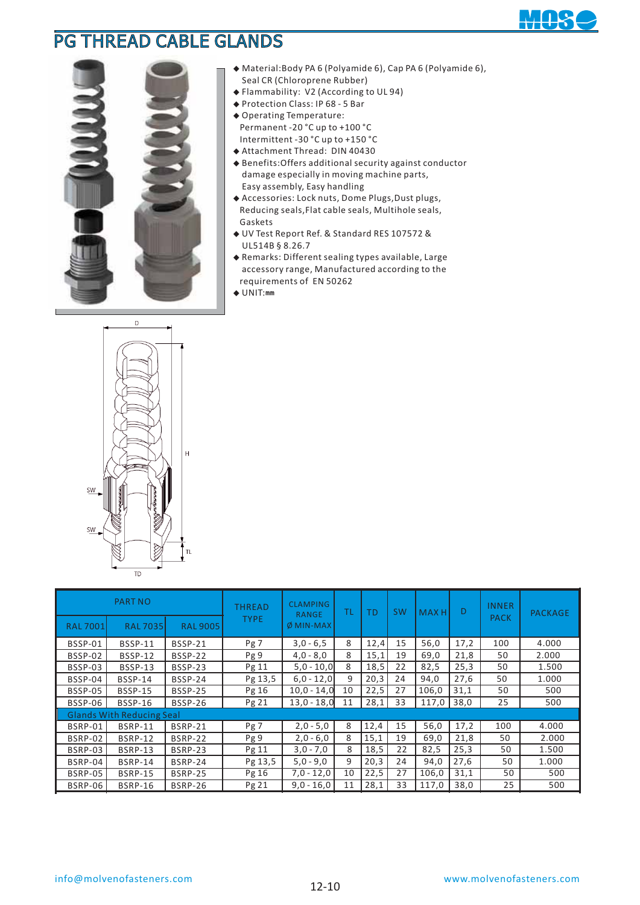# PG THREAD CABLE GLANDS

- Material:Body PA 6 (Polyamide 6), Cap PA 6 (Polyamide 6), Seal CR (Chloroprene Rubber)
- Flammability: V2 (According to UL 94)
- Protection Class: IP 68 - 5 Bar
- Operating Temperature:
  Permanent -20 °C up to +100 °C
  Intermittent -30 °C up to +150 °C
- Attachment Thread: DIN 40430
- Benefits:Offers additional security against conductor damage especially in moving machine parts, Easy assembly, Easy handling
- Accessories: Lock nuts, Dome Plugs,Dust plugs, Reducing seals,Flat cable seals, Multihole seals, Gaskets
- UV Test Report Ref. & Standard RES 107572 & UL514B § 8.26.7
- Remarks: Different sealing types available, Large accessory range, Manufactured according to the requirements of EN 50262
- UNIT:mm

| PART NO | | | THREAD TYPE | CLAMPING RANGE Ø MIN-MAX | TL | TD | SW | MAX H | D | INNER PACK | PACKAGE |
|---|---|---|---|---|---|---|---|---|---|---|---|
| RAL 7001 | RAL 7035 | RAL 9005 | | | | | | | | | |
| BSSP-01 | BSSP-11 | BSSP-21 | Pg 7 | 3,0 - 6,5 | 8 | 12,4 | 15 | 56,0 | 17,2 | 100 | 4.000 |
| BSSP-02 | BSSP-12 | BSSP-22 | Pg 9 | 4,0 - 8,0 | 8 | 15,1 | 19 | 69,0 | 21,8 | 50 | 2.000 |
| BSSP-03 | BSSP-13 | BSSP-23 | Pg 11 | 5,0 - 10,0 | 8 | 18,5 | 22 | 82,5 | 25,3 | 50 | 1.500 |
| BSSP-04 | BSSP-14 | BSSP-24 | Pg 13,5 | 6,0 - 12,0 | 9 | 20,3 | 24 | 94,0 | 27,6 | 50 | 1.000 |
| BSSP-05 | BSSP-15 | BSSP-25 | Pg 16 | 10,0 - 14,0 | 10 | 22,5 | 27 | 106,0 | 31,1 | 50 | 500 |
| BSSP-06 | BSSP-16 | BSSP-26 | Pg 21 | 13,0 - 18,0 | 11 | 28,1 | 33 | 117,0 | 38,0 | 25 | 500 |
| Glands With Reducing Seal | | | | | | | | | | | |
| BSRP-01 | BSRP-11 | BSRP-21 | Pg 7 | 2,0 - 5,0 | 8 | 12,4 | 15 | 56,0 | 17,2 | 100 | 4.000 |
| BSRP-02 | BSRP-12 | BSRP-22 | Pg 9 | 2,0 - 6,0 | 8 | 15,1 | 19 | 69,0 | 21,8 | 50 | 2.000 |
| BSRP-03 | BSRP-13 | BSRP-23 | Pg 11 | 3,0 - 7,0 | 8 | 18,5 | 22 | 82,5 | 25,3 | 50 | 1.500 |
| BSRP-04 | BSRP-14 | BSRP-24 | Pg 13,5 | 5,0 - 9,0 | 9 | 20,3 | 24 | 94,0 | 27,6 | 50 | 1.000 |
| BSRP-05 | BSRP-15 | BSRP-25 | Pg 16 | 7,0 - 12,0 | 10 | 22,5 | 27 | 106,0 | 31,1 | 50 | 500 |
| BSRP-06 | BSRP-16 | BSRP-26 | Pg 21 | 9,0 - 16,0 | 11 | 28,1 | 33 | 117,0 | 38,0 | 25 | 500 |

info@molvenofasteners.com www.molvenofasteners.com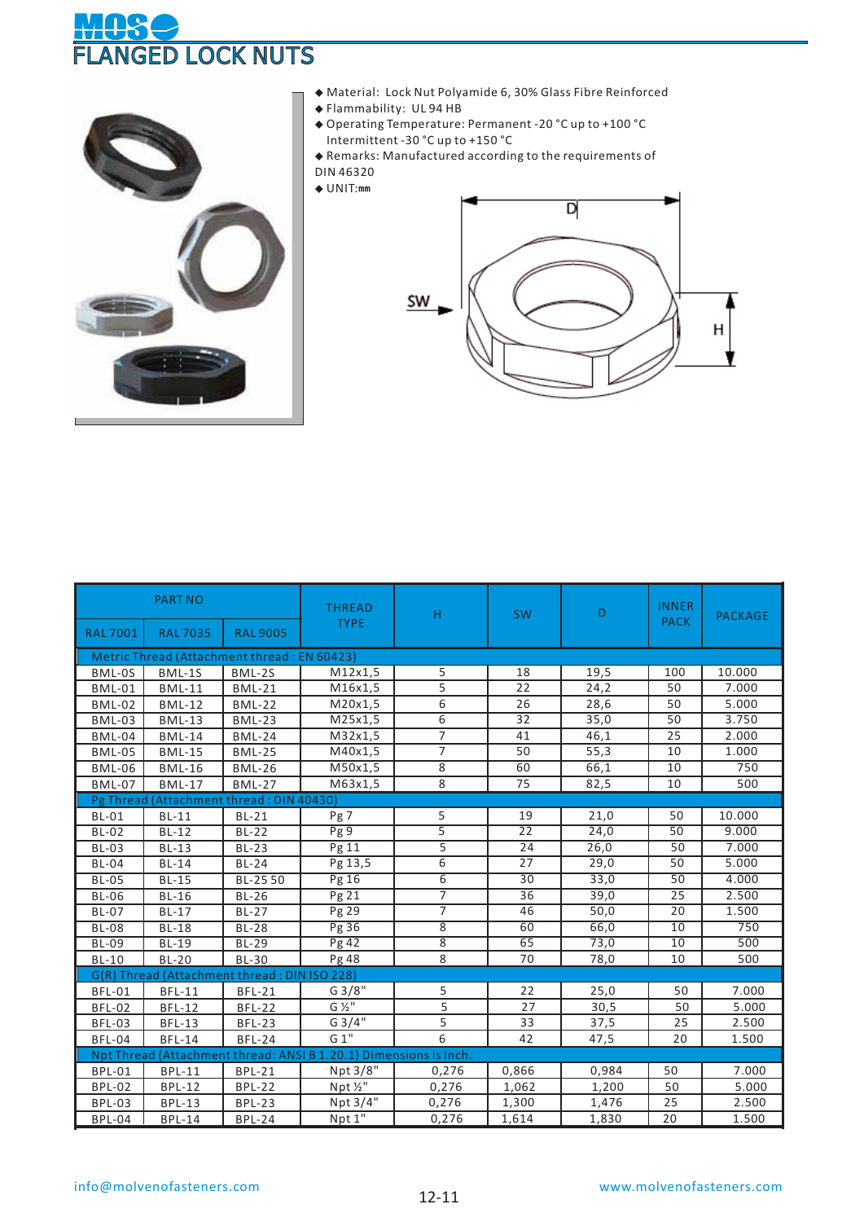# FLANGED LOCK NUTS

- Material: Lock Nut Polyamide 6, 30% Glass Fibre Reinforced
- Flammability: UL 94 HB
- Operating Temperature: Permanent -20 °C up to +100 °C
  Intermittent -30 °C up to +150 °C
- Remarks: Manufactured according to the requirements of DIN 46320
- UNIT:mm

| PART NO | | | THREAD TYPE | H | SW | D | INNER PACK | PACKAGE |
|---|---|---|---|---|---|---|---|---|
| RAL 7001 | RAL 7035 | RAL 9005 | | | | | | |
| Metric Thread (Attachment thread : EN 60423) | | | | | | | | |
| BML-0S | BML-1S | BML-2S | M12x1,5 | 5 | 18 | 19,5 | 100 | 10.000 |
| BML-01 | BML-11 | BML-21 | M16x1,5 | 5 | 22 | 24,2 | 50 | 7.000 |
| BML-02 | BML-12 | BML-22 | M20x1,5 | 6 | 26 | 28,6 | 50 | 5.000 |
| BML-03 | BML-13 | BML-23 | M25x1,5 | 6 | 32 | 35,0 | 50 | 3.750 |
| BML-04 | BML-14 | BML-24 | M32x1,5 | 7 | 41 | 46,1 | 25 | 2.000 |
| BML-05 | BML-15 | BML-25 | M40x1,5 | 7 | 50 | 55,3 | 10 | 1.000 |
| BML-06 | BML-16 | BML-26 | M50x1,5 | 8 | 60 | 66,1 | 10 | 750 |
| BML-07 | BML-17 | BML-27 | M63x1,5 | 8 | 75 | 82,5 | 10 | 500 |
| Pg Thread (Attachment thread : DIN 40430) | | | | | | | | |
| BL-01 | BL-11 | BL-21 | Pg 7 | 5 | 19 | 21,0 | 50 | 10.000 |
| BL-02 | BL-12 | BL-22 | Pg 9 | 5 | 22 | 24,0 | 50 | 9.000 |
| BL-03 | BL-13 | BL-23 | Pg 11 | 5 | 24 | 26,0 | 50 | 7.000 |
| BL-04 | BL-14 | BL-24 | Pg 13,5 | 6 | 27 | 29,0 | 50 | 5.000 |
| BL-05 | BL-15 | BL-25 50 | Pg 16 | 6 | 30 | 33,0 | 50 | 4.000 |
| BL-06 | BL-16 | BL-26 | Pg 21 | 7 | 36 | 39,0 | 25 | 2.500 |
| BL-07 | BL-17 | BL-27 | Pg 29 | 7 | 46 | 50,0 | 20 | 1.500 |
| BL-08 | BL-18 | BL-28 | Pg 36 | 8 | 60 | 66,0 | 10 | 750 |
| BL-09 | BL-19 | BL-29 | Pg 42 | 8 | 65 | 73,0 | 10 | 500 |
| BL-10 | BL-20 | BL-30 | Pg 48 | 8 | 70 | 78,0 | 10 | 500 |
| G(R) Thread (Attachment thread : DIN ISO 228) | | | | | | | | |
| BFL-01 | BFL-11 | BFL-21 | G 3/8" | 5 | 22 | 25,0 | 50 | 7.000 |
| BFL-02 | BFL-12 | BFL-22 | G ½" | 5 | 27 | 30,5 | 50 | 5.000 |
| BFL-03 | BFL-13 | BFL-23 | G 3/4" | 5 | 33 | 37,5 | 25 | 2.500 |
| BFL-04 | BFL-14 | BFL-24 | G 1" | 6 | 42 | 47,5 | 20 | 1.500 |
| Npt Thread (Attachment thread: ANSI B 1.20.1) Dimensions is Inch. | | | | | | | | |
| BPL-01 | BPL-11 | BPL-21 | Npt 3/8" | 0,276 | 0,866 | 0,984 | 50 | 7.000 |
| BPL-02 | BPL-12 | BPL-22 | Npt ½" | 0,276 | 1,062 | 1,200 | 50 | 5.000 |
| BPL-03 | BPL-13 | BPL-23 | Npt 3/4" | 0,276 | 1,300 | 1,476 | 25 | 2.500 |
| BPL-04 | BPL-14 | BPL-24 | Npt 1" | 0,276 | 1,614 | 1,830 | 20 | 1.500 |

info@molvenofasteners.com www.molvenofasteners.com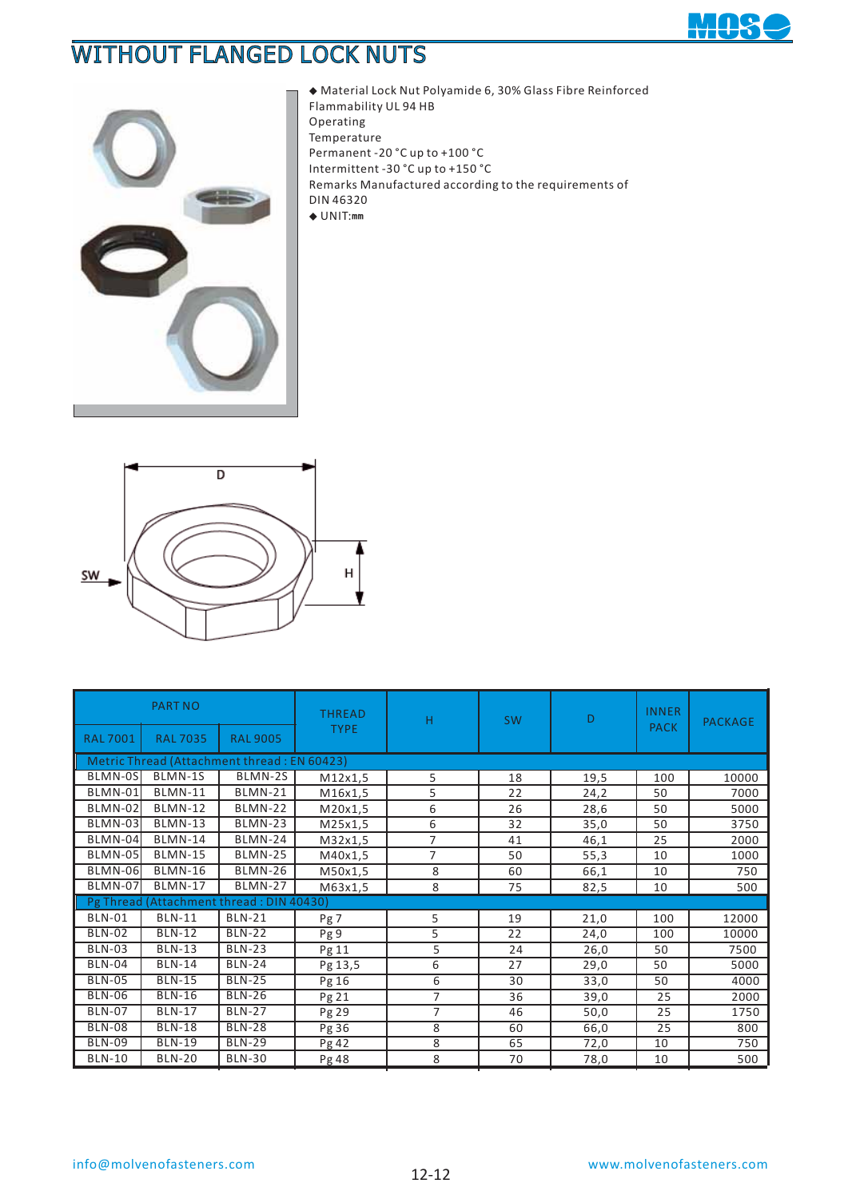# WITHOUT FLANGED LOCK NUTS

◆ Material Lock Nut Polyamide 6, 30% Glass Fibre Reinforced
Flammability UL 94 HB
Operating
Temperature
Permanent -20 °C up to +100 °C
Intermittent -30 °C up to +150 °C
Remarks Manufactured according to the requirements of DIN 46320
◆ UNIT:mm

D

SW

H

| PART NO | | | THREAD TYPE | H | SW | D | INNER PACK | PACKAGE |
|---|---|---|---|---|---|---|---|---|
| RAL 7001 | RAL 7035 | RAL 9005 | | | | | | |
| Metric Thread (Attachment thread : EN 60423) | | | | | | | | |
| BLMN-0S | BLMN-1S | BLMN-2S | M12x1,5 | 5 | 18 | 19,5 | 100 | 10000 |
| BLMN-01 | BLMN-11 | BLMN-21 | M16x1,5 | 5 | 22 | 24,2 | 50 | 7000 |
| BLMN-02 | BLMN-12 | BLMN-22 | M20x1,5 | 6 | 26 | 28,6 | 50 | 5000 |
| BLMN-03 | BLMN-13 | BLMN-23 | M25x1,5 | 6 | 32 | 35,0 | 50 | 3750 |
| BLMN-04 | BLMN-14 | BLMN-24 | M32x1,5 | 7 | 41 | 46,1 | 25 | 2000 |
| BLMN-05 | BLMN-15 | BLMN-25 | M40x1,5 | 7 | 50 | 55,3 | 10 | 1000 |
| BLMN-06 | BLMN-16 | BLMN-26 | M50x1,5 | 8 | 60 | 66,1 | 10 | 750 |
| BLMN-07 | BLMN-17 | BLMN-27 | M63x1,5 | 8 | 75 | 82,5 | 10 | 500 |
| Pg Thread (Attachment thread : DIN 40430) | | | | | | | | |
| BLN-01 | BLN-11 | BLN-21 | Pg 7 | 5 | 19 | 21,0 | 100 | 12000 |
| BLN-02 | BLN-12 | BLN-22 | Pg 9 | 5 | 22 | 24,0 | 100 | 10000 |
| BLN-03 | BLN-13 | BLN-23 | Pg 11 | 5 | 24 | 26,0 | 50 | 7500 |
| BLN-04 | BLN-14 | BLN-24 | Pg 13,5 | 6 | 27 | 29,0 | 50 | 5000 |
| BLN-05 | BLN-15 | BLN-25 | Pg 16 | 6 | 30 | 33,0 | 50 | 4000 |
| BLN-06 | BLN-16 | BLN-26 | Pg 21 | 7 | 36 | 39,0 | 25 | 2000 |
| BLN-07 | BLN-17 | BLN-27 | Pg 29 | 7 | 46 | 50,0 | 25 | 1750 |
| BLN-08 | BLN-18 | BLN-28 | Pg 36 | 8 | 60 | 66,0 | 25 | 800 |
| BLN-09 | BLN-19 | BLN-29 | Pg 42 | 8 | 65 | 72,0 | 10 | 750 |
| BLN-10 | BLN-20 | BLN-30 | Pg 48 | 8 | 70 | 78,0 | 10 | 500 |

info@molvenofasteners.com www.molvenofasteners.com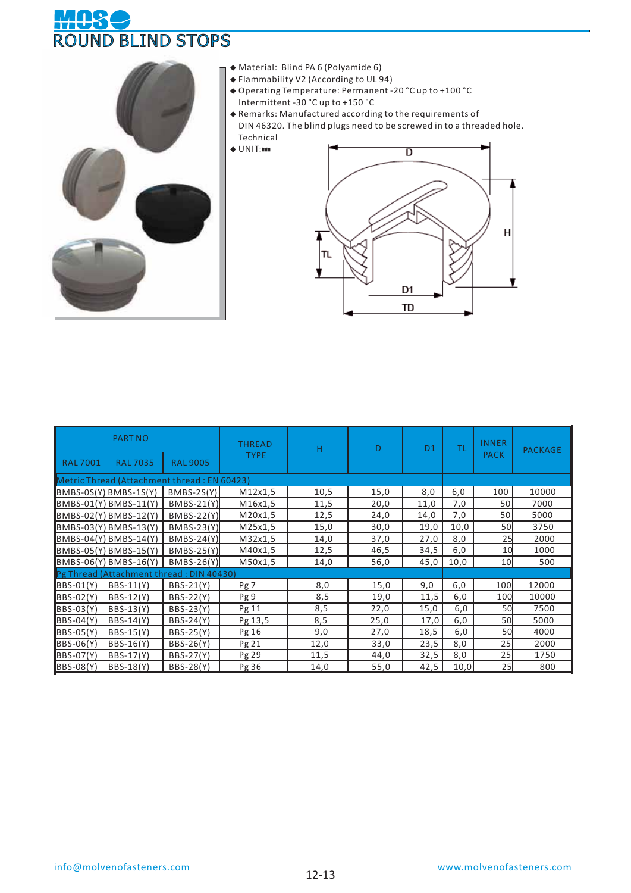# ROUND BLIND STOPS

- Material: Blind PA 6 (Polyamide 6)
- Flammability V2 (According to UL 94)
- Operating Temperature: Permanent -20 °C up to +100 °C Intermittent -30 °C up to +150 °C
- Remarks: Manufactured according to the requirements of DIN 46320. The blind plugs need to be screwed in to a threaded hole. Technical
- UNIT:mm

| PART NO | | | THREAD TYPE | H | D | D1 | TL | INNER PACK | PACKAGE |
|---|---|---|---|---|---|---|---|---|---|
| RAL 7001 | RAL 7035 | RAL 9005 | | | | | | | |
| Metric Thread (Attachment thread : EN 60423) | | | | | | | | | |
| BMBS-0S(Y) | BMBS-1S(Y) | BMBS-2S(Y) | M12x1,5 | 10,5 | 15,0 | 8,0 | 6,0 | 100 | 10000 |
| BMBS-01(Y) | BMBS-11(Y) | BMBS-21(Y) | M16x1,5 | 11,5 | 20,0 | 11,0 | 7,0 | 50 | 7000 |
| BMBS-02(Y) | BMBS-12(Y) | BMBS-22(Y) | M20x1,5 | 12,5 | 24,0 | 14,0 | 7,0 | 50 | 5000 |
| BMBS-03(Y) | BMBS-13(Y) | BMBS-23(Y) | M25x1,5 | 15,0 | 30,0 | 19,0 | 10,0 | 50 | 3750 |
| BMBS-04(Y) | BMBS-14(Y) | BMBS-24(Y) | M32x1,5 | 14,0 | 37,0 | 27,0 | 8,0 | 25 | 2000 |
| BMBS-05(Y) | BMBS-15(Y) | BMBS-25(Y) | M40x1,5 | 12,5 | 46,5 | 34,5 | 6,0 | 10 | 1000 |
| BMBS-06(Y) | BMBS-16(Y) | BMBS-26(Y) | M50x1,5 | 14,0 | 56,0 | 45,0 | 10,0 | 10 | 500 |
| Pg Thread (Attachment thread : DIN 40430) | | | | | | | | | |
| BBS-01(Y) | BBS-11(Y) | BBS-21(Y) | Pg 7 | 8,0 | 15,0 | 9,0 | 6,0 | 100 | 12000 |
| BBS-02(Y) | BBS-12(Y) | BBS-22(Y) | Pg 9 | 8,5 | 19,0 | 11,5 | 6,0 | 100 | 10000 |
| BBS-03(Y) | BBS-13(Y) | BBS-23(Y) | Pg 11 | 8,5 | 22,0 | 15,0 | 6,0 | 50 | 7500 |
| BBS-04(Y) | BBS-14(Y) | BBS-24(Y) | Pg 13,5 | 8,5 | 25,0 | 17,0 | 6,0 | 50 | 5000 |
| BBS-05(Y) | BBS-15(Y) | BBS-25(Y) | Pg 16 | 9,0 | 27,0 | 18,5 | 6,0 | 50 | 4000 |
| BBS-06(Y) | BBS-16(Y) | BBS-26(Y) | Pg 21 | 12,0 | 33,0 | 23,5 | 8,0 | 25 | 2000 |
| BBS-07(Y) | BBS-17(Y) | BBS-27(Y) | Pg 29 | 11,5 | 44,0 | 32,5 | 8,0 | 25 | 1750 |
| BBS-08(Y) | BBS-18(Y) | BBS-28(Y) | Pg 36 | 14,0 | 55,0 | 42,5 | 10,0 | 25 | 800 |

info@molvenofasteners.com

www.molvenofasteners.com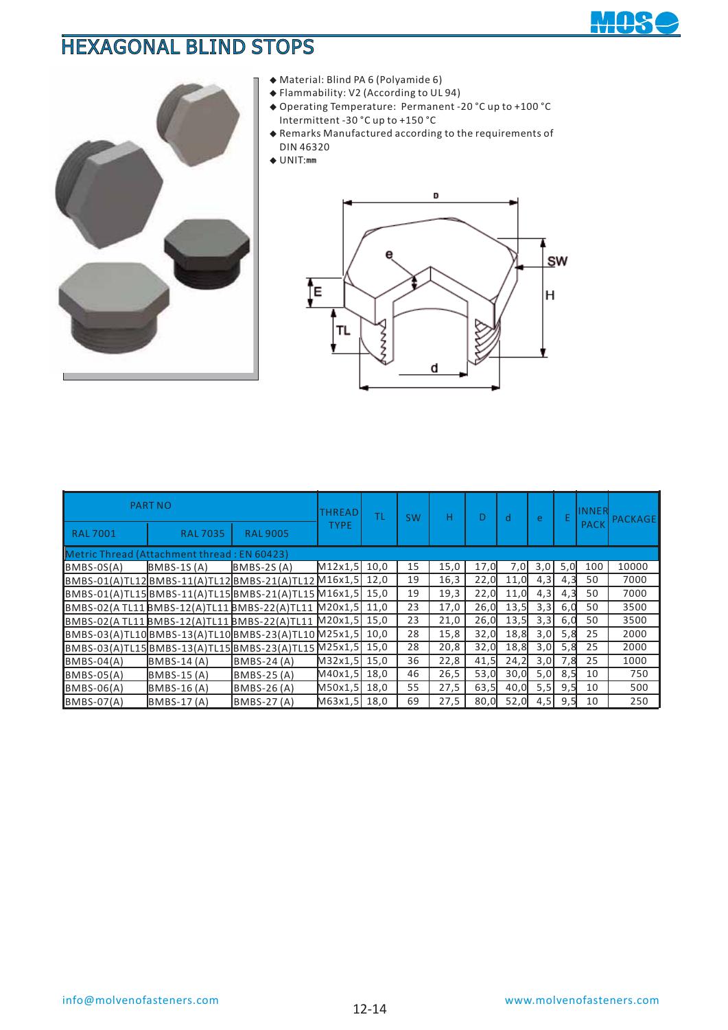# HEXAGONAL BLIND STOPS

- Material: Blind PA 6 (Polyamide 6)
- Flammability: V2 (According to UL 94)
- Operating Temperature: Permanent -20 °C up to +100 °C
  Intermittent -30 °C up to +150 °C
- Remarks Manufactured according to the requirements of DIN 46320
- UNIT:mm

| PART NO | | | THREAD TYPE | TL | SW | H | D | d | e | E | INNER PACK | PACKAGE |
|---|---|---|---|---|---|---|---|---|---|---|---|---|
| RAL 7001 | RAL 7035 | RAL 9005 | | | | | | | | | | |
| Metric Thread (Attachment thread : EN 60423) | | | | | | | | | | | | |
| BMBS-0S(A) | BMBS-1S (A) | BMBS-2S (A) | M12x1,5 | 10,0 | 15 | 15,0 | 17,0 | 7,0 | 3,0 | 5,0 | 100 | 10000 |
| BMBS-01(A)TL12 | BMBS-11(A)TL12 | BMBS-21(A)TL12 | M16x1,5 | 12,0 | 19 | 16,3 | 22,0 | 11,0 | 4,3 | 4,3 | 50 | 7000 |
| BMBS-01(A)TL15 | BMBS-11(A)TL15 | BMBS-21(A)TL15 | M16x1,5 | 15,0 | 19 | 19,3 | 22,0 | 11,0 | 4,3 | 4,3 | 50 | 7000 |
| BMBS-02(A TL11 | BMBS-12(A)TL11 | BMBS-22(A)TL11 | M20x1,5 | 11,0 | 23 | 17,0 | 26,0 | 13,5 | 3,3 | 6,0 | 50 | 3500 |
| BMBS-02(A TL11 | BMBS-12(A)TL11 | BMBS-22(A)TL11 | M20x1,5 | 15,0 | 23 | 21,0 | 26,0 | 13,5 | 3,3 | 6,0 | 50 | 3500 |
| BMBS-03(A)TL10 | BMBS-13(A)TL10 | BMBS-23(A)TL10 | M25x1,5 | 10,0 | 28 | 15,8 | 32,0 | 18,8 | 3,0 | 5,8 | 25 | 2000 |
| BMBS-03(A)TL15 | BMBS-13(A)TL15 | BMBS-23(A)TL15 | M25x1,5 | 15,0 | 28 | 20,8 | 32,0 | 18,8 | 3,0 | 5,8 | 25 | 2000 |
| BMBS-04(A) | BMBS-14 (A) | BMBS-24 (A) | M32x1,5 | 15,0 | 36 | 22,8 | 41,5 | 24,2 | 3,0 | 7,8 | 25 | 1000 |
| BMBS-05(A) | BMBS-15 (A) | BMBS-25 (A) | M40x1,5 | 18,0 | 46 | 26,5 | 53,0 | 30,0 | 5,0 | 8,5 | 10 | 750 |
| BMBS-06(A) | BMBS-16 (A) | BMBS-26 (A) | M50x1,5 | 18,0 | 55 | 27,5 | 63,5 | 40,0 | 5,5 | 9,5 | 10 | 500 |
| BMBS-07(A) | BMBS-17 (A) | BMBS-27 (A) | M63x1,5 | 18,0 | 69 | 27,5 | 80,0 | 52,0 | 4,5 | 9,5 | 10 | 250 |

info@molvenofasteners.com www.molvenofasteners.com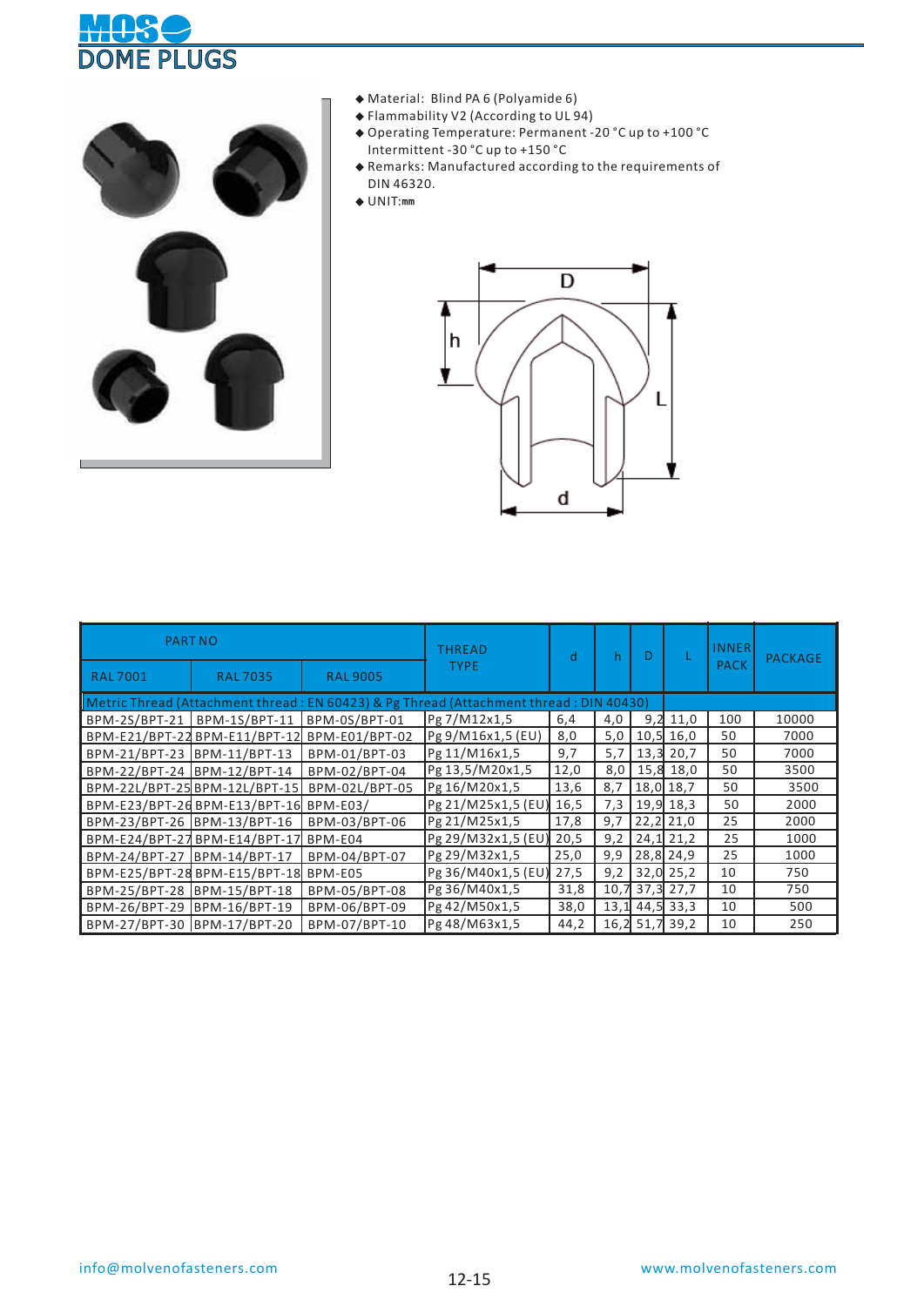# DOME PLUGS

- Material: Blind PA 6 (Polyamide 6)
- Flammability V2 (According to UL 94)
- Operating Temperature: Permanent -20 °C up to +100 °C
  Intermittent -30 °C up to +150 °C
- Remarks: Manufactured according to the requirements of DIN 46320.
- UNIT: mm

| PART NO | | | THREAD TYPE | d | h | D | L | INNER PACK | PACKAGE |
|---|---|---|---|---|---|---|---|---|---|
| RAL 7001 | RAL 7035 | RAL 9005 | | | | | | | |
| Metric Thread (Attachment thread : EN 60423) & Pg Thread (Attachment thread : DIN 40430) | | | | | | | | | |
| BPM-2S/BPT-21 | BPM-1S/BPT-11 | BPM-0S/BPT-01 | Pg 7/M12x1,5 | 6,4 | 4,0 | 9,2 | 11,0 | 100 | 10000 |
| BPM-E21/BPT-22 | BPM-E11/BPT-12 | BPM-E01/BPT-02 | Pg 9/M16x1,5 (EU) | 8,0 | 5,0 | 10,5 | 16,0 | 50 | 7000 |
| BPM-21/BPT-23 | BPM-11/BPT-13 | BPM-01/BPT-03 | Pg 11/M16x1,5 | 9,7 | 5,7 | 13,3 | 20,7 | 50 | 7000 |
| BPM-22/BPT-24 | BPM-12/BPT-14 | BPM-02/BPT-04 | Pg 13,5/M20x1,5 | 12,0 | 8,0 | 15,8 | 18,0 | 50 | 3500 |
| BPM-22L/BPT-25 | BPM-12L/BPT-15 | BPM-02L/BPT-05 | Pg 16/M20x1,5 | 13,6 | 8,7 | 18,0 | 18,7 | 50 | 3500 |
| BPM-E23/BPT-26 | BPM-E13/BPT-16 | BPM-E03/ | Pg 21/M25x1,5 (EU) | 16,5 | 7,3 | 19,9 | 18,3 | 50 | 2000 |
| BPM-23/BPT-26 | BPM-13/BPT-16 | BPM-03/BPT-06 | Pg 21/M25x1,5 | 17,8 | 9,7 | 22,2 | 21,0 | 25 | 2000 |
| BPM-E24/BPT-27 | BPM-E14/BPT-17 | BPM-E04 | Pg 29/M32x1,5 (EU) | 20,5 | 9,2 | 24,1 | 21,2 | 25 | 1000 |
| BPM-24/BPT-27 | BPM-14/BPT-17 | BPM-04/BPT-07 | Pg 29/M32x1,5 | 25,0 | 9,9 | 28,8 | 24,9 | 25 | 1000 |
| BPM-E25/BPT-28 | BPM-E15/BPT-18 | BPM-E05 | Pg 36/M40x1,5 (EU) | 27,5 | 9,2 | 32,0 | 25,2 | 10 | 750 |
| BPM-25/BPT-28 | BPM-15/BPT-18 | BPM-05/BPT-08 | Pg 36/M40x1,5 | 31,8 | 10,7 | 37,3 | 27,7 | 10 | 750 |
| BPM-26/BPT-29 | BPM-16/BPT-19 | BPM-06/BPT-09 | Pg 42/M50x1,5 | 38,0 | 13,1 | 44,5 | 33,3 | 10 | 500 |
| BPM-27/BPT-30 | BPM-17/BPT-20 | BPM-07/BPT-10 | Pg 48/M63x1,5 | 44,2 | 16,2 | 51,7 | 39,2 | 10 | 250 |

info@molvenofasteners.com

www.molvenofasteners.com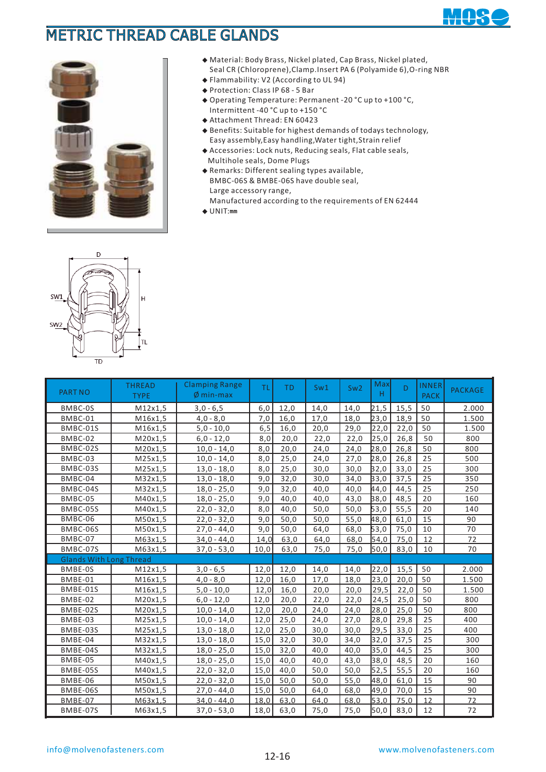# METRIC THREAD CABLE GLANDS

- Material: Body Brass, Nickel plated, Cap Brass, Nickel plated, Seal CR (Chloroprene),Clamp.Insert PA 6 (Polyamide 6),O-ring NBR
- Flammability: V2 (According to UL 94)
- Protection: Class IP 68 - 5 Bar
- Operating Temperature: Permanent -20 °C up to +100 °C, Intermittent -40 °C up to +150 °C
- Attachment Thread: EN 60423
- Benefits: Suitable for highest demands of todays technology, Easy assembly,Easy handling,Water tight,Strain relief
- Accessories: Lock nuts, Reducing seals, Flat cable seals, Multihole seals, Dome Plugs
- Remarks: Different sealing types available, BMBC-06S & BMBE-06S have double seal, Large accessory range, Manufactured according to the requirements of EN 62444
- UNIT:mm

| PART NO | THREAD TYPE | Clamping Range Ø min-max | TL | TD | Sw1 | Sw2 | Max H | D | INNER PACK | PACKAGE |
|---|---|---|---|---|---|---|---|---|---|---|
| BMBC-0S | M12x1,5 | 3,0 - 6,5 | 6,0 | 12,0 | 14,0 | 14,0 | 21,5 | 15,5 | 50 | 2.000 |
| BMBC-01 | M16x1,5 | 4,0 - 8,0 | 7,0 | 16,0 | 17,0 | 18,0 | 23,0 | 18,9 | 50 | 1.500 |
| BMBC-01S | M16x1,5 | 5,0 - 10,0 | 6,5 | 16,0 | 20,0 | 29,0 | 22,0 | 22,0 | 50 | 1.500 |
| BMBC-02 | M20x1,5 | 6,0 - 12,0 | 8,0 | 20,0 | 22,0 | 22,0 | 25,0 | 26,8 | 50 | 800 |
| BMBC-02S | M20x1,5 | 10,0 - 14,0 | 8,0 | 20,0 | 24,0 | 24,0 | 28,0 | 26,8 | 50 | 800 |
| BMBC-03 | M25x1,5 | 10,0 - 14,0 | 8,0 | 25,0 | 24,0 | 27,0 | 28,0 | 26,8 | 25 | 500 |
| BMBC-03S | M25x1,5 | 13,0 - 18,0 | 8,0 | 25,0 | 30,0 | 30,0 | 32,0 | 33,0 | 25 | 300 |
| BMBC-04 | M32x1,5 | 13,0 - 18,0 | 9,0 | 32,0 | 30,0 | 34,0 | 33,0 | 37,5 | 25 | 350 |
| BMBC-04S | M32x1,5 | 18,0 - 25,0 | 9,0 | 32,0 | 40,0 | 40,0 | 44,0 | 44,5 | 25 | 250 |
| BMBC-05 | M40x1,5 | 18,0 - 25,0 | 9,0 | 40,0 | 40,0 | 43,0 | 38,0 | 48,5 | 20 | 160 |
| BMBC-05S | M40x1,5 | 22,0 - 32,0 | 8,0 | 40,0 | 50,0 | 50,0 | 53,0 | 55,5 | 20 | 140 |
| BMBC-06 | M50x1,5 | 22,0 - 32,0 | 9,0 | 50,0 | 50,0 | 55,0 | 48,0 | 61,0 | 15 | 90 |
| BMBC-06S | M50x1,5 | 27,0 - 44,0 | 9,0 | 50,0 | 64,0 | 68,0 | 53,0 | 75,0 | 10 | 70 |
| BMBC-07 | M63x1,5 | 34,0 - 44,0 | 14,0 | 63,0 | 64,0 | 68,0 | 54,0 | 75,0 | 12 | 72 |
| BMBC-07S | M63x1,5 | 37,0 - 53,0 | 10,0 | 63,0 | 75,0 | 75,0 | 50,0 | 83,0 | 10 | 70 |
| Glands With Long Thread | | | | | | | | | | |
| BMBE-0S | M12x1,5 | 3,0 - 6,5 | 12,0 | 12,0 | 14,0 | 14,0 | 22,0 | 15,5 | 50 | 2.000 |
| BMBE-01 | M16x1,5 | 4,0 - 8,0 | 12,0 | 16,0 | 17,0 | 18,0 | 23,0 | 20,0 | 50 | 1.500 |
| BMBE-01S | M16x1,5 | 5,0 - 10,0 | 12,0 | 16,0 | 20,0 | 20,0 | 29,5 | 22,0 | 50 | 1.500 |
| BMBE-02 | M20x1,5 | 6,0 - 12,0 | 12,0 | 20,0 | 22,0 | 22,0 | 24,5 | 25,0 | 50 | 800 |
| BMBE-02S | M20x1,5 | 10,0 - 14,0 | 12,0 | 20,0 | 24,0 | 24,0 | 28,0 | 25,0 | 50 | 800 |
| BMBE-03 | M25x1,5 | 10,0 - 14,0 | 12,0 | 25,0 | 24,0 | 27,0 | 28,0 | 29,8 | 25 | 400 |
| BMBE-03S | M25x1,5 | 13,0 - 18,0 | 12,0 | 25,0 | 30,0 | 30,0 | 29,5 | 33,0 | 25 | 400 |
| BMBE-04 | M32x1,5 | 13,0 - 18,0 | 15,0 | 32,0 | 30,0 | 34,0 | 32,0 | 37,5 | 25 | 300 |
| BMBE-04S | M32x1,5 | 18,0 - 25,0 | 15,0 | 32,0 | 40,0 | 40,0 | 35,0 | 44,5 | 25 | 300 |
| BMBE-05 | M40x1,5 | 18,0 - 25,0 | 15,0 | 40,0 | 40,0 | 43,0 | 38,0 | 48,5 | 20 | 160 |
| BMBE-05S | M40x1,5 | 22,0 - 32,0 | 15,0 | 40,0 | 50,0 | 50,0 | 52,5 | 55,5 | 20 | 160 |
| BMBE-06 | M50x1,5 | 22,0 - 32,0 | 15,0 | 50,0 | 50,0 | 55,0 | 48,0 | 61,0 | 15 | 90 |
| BMBE-06S | M50x1,5 | 27,0 - 44,0 | 15,0 | 50,0 | 64,0 | 68,0 | 49,0 | 70,0 | 15 | 90 |
| BMBE-07 | M63x1,5 | 34,0 - 44,0 | 18,0 | 63,0 | 64,0 | 68,0 | 53,0 | 75,0 | 12 | 72 |
| BMBE-07S | M63x1,5 | 37,0 - 53,0 | 18,0 | 63,0 | 75,0 | 75,0 | 50,0 | 83,0 | 12 | 72 |

info@molvenofasteners.com www.molvenofasteners.com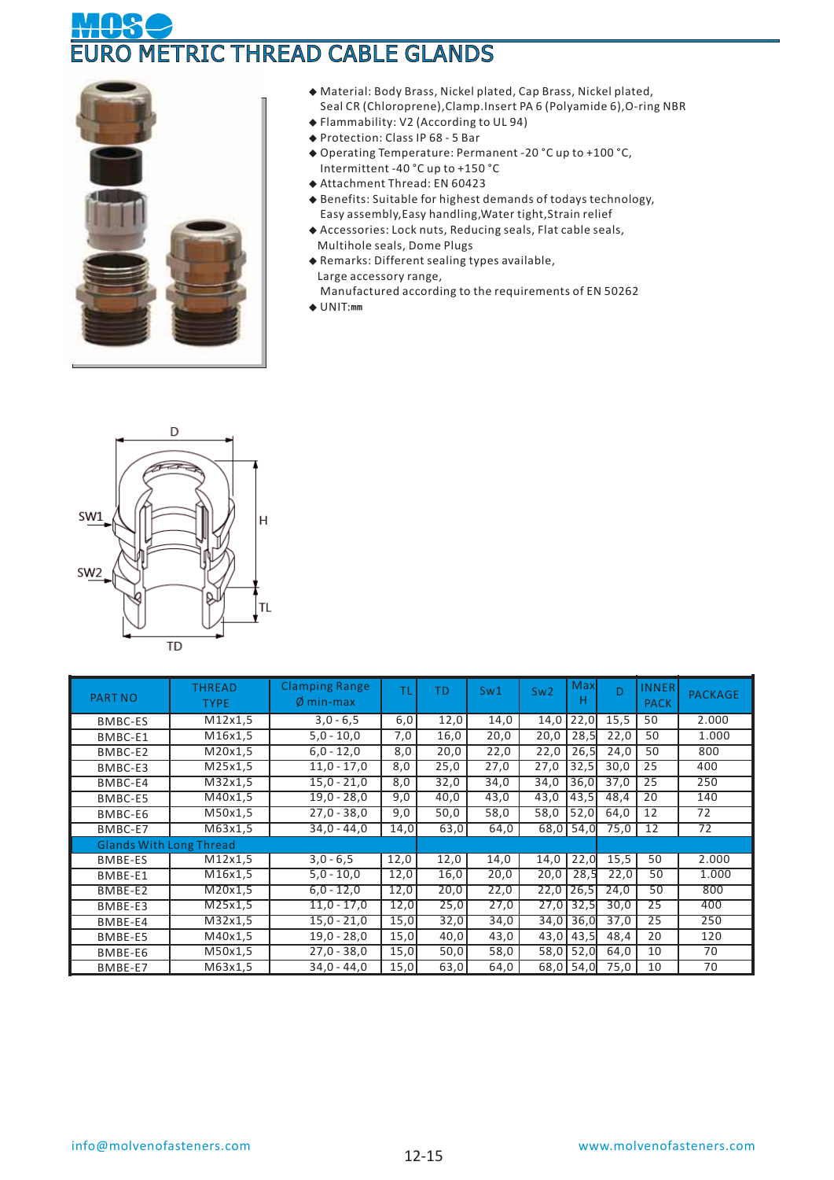# EURO METRIC THREAD CABLE GLANDS

- Material: Body Brass, Nickel plated, Cap Brass, Nickel plated, Seal CR (Chloroprene),Clamp.Insert PA 6 (Polyamide 6),O-ring NBR
- Flammability: V2 (According to UL 94)
- Protection: Class IP 68 - 5 Bar
- Operating Temperature: Permanent -20 °C up to +100 °C, Intermittent -40 °C up to +150 °C
- Attachment Thread: EN 60423
- Benefits: Suitable for highest demands of todays technology, Easy assembly,Easy handling,Water tight,Strain relief
- Accessories: Lock nuts, Reducing seals, Flat cable seals, Multihole seals, Dome Plugs
- Remarks: Different sealing types available, Large accessory range, Manufactured according to the requirements of EN 50262
- UNIT:mm

| PART NO | THREAD TYPE | Clamping Range Ø min-max | TL | TD | Sw1 | Sw2 | Max H | D | INNER PACK | PACKAGE |
|---|---|---|---|---|---|---|---|---|---|---|
| BMBC-ES | M12x1,5 | 3,0 - 6,5 | 6,0 | 12,0 | 14,0 | 14,0 | 22,0 | 15,5 | 50 | 2.000 |
| BMBC-E1 | M16x1,5 | 5,0 - 10,0 | 7,0 | 16,0 | 20,0 | 20,0 | 28,5 | 22,0 | 50 | 1.000 |
| BMBC-E2 | M20x1,5 | 6,0 - 12,0 | 8,0 | 20,0 | 22,0 | 22,0 | 26,5 | 24,0 | 50 | 800 |
| BMBC-E3 | M25x1,5 | 11,0 - 17,0 | 8,0 | 25,0 | 27,0 | 27,0 | 32,5 | 30,0 | 25 | 400 |
| BMBC-E4 | M32x1,5 | 15,0 - 21,0 | 8,0 | 32,0 | 34,0 | 34,0 | 36,0 | 37,0 | 25 | 250 |
| BMBC-E5 | M40x1,5 | 19,0 - 28,0 | 9,0 | 40,0 | 43,0 | 43,0 | 43,5 | 48,4 | 20 | 140 |
| BMBC-E6 | M50x1,5 | 27,0 - 38,0 | 9,0 | 50,0 | 58,0 | 58,0 | 52,0 | 64,0 | 12 | 72 |
| BMBC-E7 | M63x1,5 | 34,0 - 44,0 | 14,0 | 63,0 | 64,0 | 68,0 | 54,0 | 75,0 | 12 | 72 |
| Glands With Long Thread | | | | | | | | | | |
| BMBE-ES | M12x1,5 | 3,0 - 6,5 | 12,0 | 12,0 | 14,0 | 14,0 | 22,0 | 15,5 | 50 | 2.000 |
| BMBE-E1 | M16x1,5 | 5,0 - 10,0 | 12,0 | 16,0 | 20,0 | 20,0 | 28,5 | 22,0 | 50 | 1.000 |
| BMBE-E2 | M20x1,5 | 6,0 - 12,0 | 12,0 | 20,0 | 22,0 | 22,0 | 26,5 | 24,0 | 50 | 800 |
| BMBE-E3 | M25x1,5 | 11,0 - 17,0 | 12,0 | 25,0 | 27,0 | 27,0 | 32,5 | 30,0 | 25 | 400 |
| BMBE-E4 | M32x1,5 | 15,0 - 21,0 | 15,0 | 32,0 | 34,0 | 34,0 | 36,0 | 37,0 | 25 | 250 |
| BMBE-E5 | M40x1,5 | 19,0 - 28,0 | 15,0 | 40,0 | 43,0 | 43,0 | 43,5 | 48,4 | 20 | 120 |
| BMBE-E6 | M50x1,5 | 27,0 - 38,0 | 15,0 | 50,0 | 58,0 | 58,0 | 52,0 | 64,0 | 10 | 70 |
| BMBE-E7 | M63x1,5 | 34,0 - 44,0 | 15,0 | 63,0 | 64,0 | 68,0 | 54,0 | 75,0 | 10 | 70 |

info@molvenofasteners.com www.molvenofasteners.com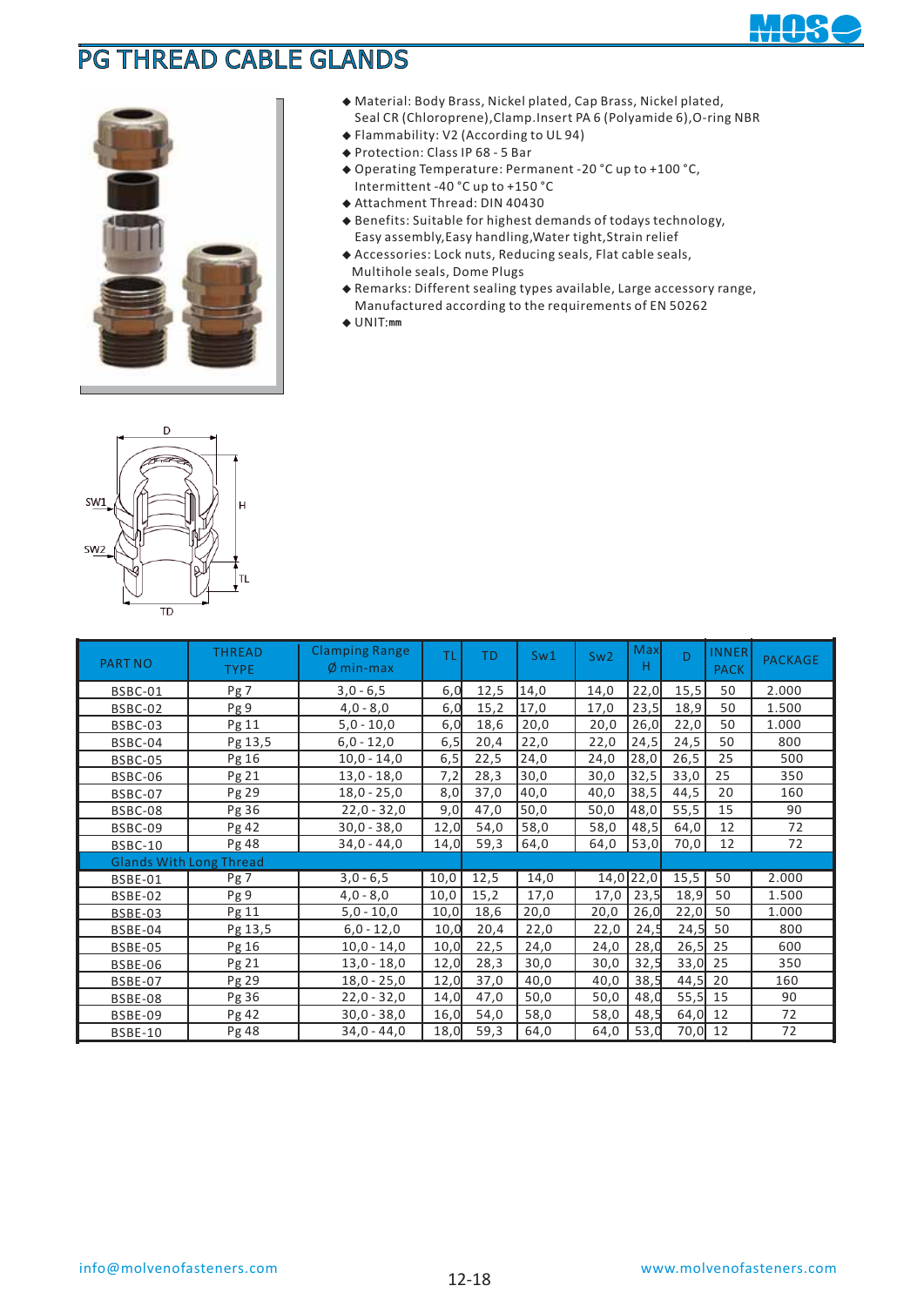# PG THREAD CABLE GLANDS

- Material: Body Brass, Nickel plated, Cap Brass, Nickel plated, Seal CR (Chloroprene), Clamp.Insert PA 6 (Polyamide 6), O-ring NBR
- Flammability: V2 (According to UL 94)
- Protection: Class IP 68 - 5 Bar
- Operating Temperature: Permanent -20 °C up to +100 °C, Intermittent -40 °C up to +150 °C
- Attachment Thread: DIN 40430
- Benefits: Suitable for highest demands of todays technology, Easy assembly, Easy handling, Water tight, Strain relief
- Accessories: Lock nuts, Reducing seals, Flat cable seals, Multihole seals, Dome Plugs
- Remarks: Different sealing types available, Large accessory range, Manufactured according to the requirements of EN 50262
- UNIT: mm

| PART NO | THREAD TYPE | Clamping Range Ø min-max | TL | TD | Sw1 | Sw2 | Max H | D | INNER PACK | PACKAGE |
|---|---|---|---|---|---|---|---|---|---|---|
| BSBC-01 | Pg 7 | 3,0 - 6,5 | 6,0 | 12,5 | 14,0 | 14,0 | 22,0 | 15,5 | 50 | 2.000 |
| BSBC-02 | Pg 9 | 4,0 - 8,0 | 6,0 | 15,2 | 17,0 | 17,0 | 23,5 | 18,9 | 50 | 1.500 |
| BSBC-03 | Pg 11 | 5,0 - 10,0 | 6,0 | 18,6 | 20,0 | 20,0 | 26,0 | 22,0 | 50 | 1.000 |
| BSBC-04 | Pg 13,5 | 6,0 - 12,0 | 6,5 | 20,4 | 22,0 | 22,0 | 24,5 | 24,5 | 50 | 800 |
| BSBC-05 | Pg 16 | 10,0 - 14,0 | 6,5 | 22,5 | 24,0 | 24,0 | 28,0 | 26,5 | 25 | 500 |
| BSBC-06 | Pg 21 | 13,0 - 18,0 | 7,2 | 28,3 | 30,0 | 30,0 | 32,5 | 33,0 | 25 | 350 |
| BSBC-07 | Pg 29 | 18,0 - 25,0 | 8,0 | 37,0 | 40,0 | 40,0 | 38,5 | 44,5 | 20 | 160 |
| BSBC-08 | Pg 36 | 22,0 - 32,0 | 9,0 | 47,0 | 50,0 | 50,0 | 48,0 | 55,5 | 15 | 90 |
| BSBC-09 | Pg 42 | 30,0 - 38,0 | 12,0 | 54,0 | 58,0 | 58,0 | 48,5 | 64,0 | 12 | 72 |
| BSBC-10 | Pg 48 | 34,0 - 44,0 | 14,0 | 59,3 | 64,0 | 64,0 | 53,0 | 70,0 | 12 | 72 |
| Glands With Long Thread | | | | | | | | | | |
| BSBE-01 | Pg 7 | 3,0 - 6,5 | 10,0 | 12,5 | 14,0 | 14,0 | 22,0 | 15,5 | 50 | 2.000 |
| BSBE-02 | Pg 9 | 4,0 - 8,0 | 10,0 | 15,2 | 17,0 | 17,0 | 23,5 | 18,9 | 50 | 1.500 |
| BSBE-03 | Pg 11 | 5,0 - 10,0 | 10,0 | 18,6 | 20,0 | 20,0 | 26,0 | 22,0 | 50 | 1.000 |
| BSBE-04 | Pg 13,5 | 6,0 - 12,0 | 10,0 | 20,4 | 22,0 | 22,0 | 24,5 | 24,5 | 50 | 800 |
| BSBE-05 | Pg 16 | 10,0 - 14,0 | 10,0 | 22,5 | 24,0 | 24,0 | 28,0 | 26,5 | 25 | 600 |
| BSBE-06 | Pg 21 | 13,0 - 18,0 | 12,0 | 28,3 | 30,0 | 30,0 | 32,5 | 33,0 | 25 | 350 |
| BSBE-07 | Pg 29 | 18,0 - 25,0 | 12,0 | 37,0 | 40,0 | 40,0 | 38,5 | 44,5 | 20 | 160 |
| BSBE-08 | Pg 36 | 22,0 - 32,0 | 14,0 | 47,0 | 50,0 | 50,0 | 48,0 | 55,5 | 15 | 90 |
| BSBE-09 | Pg 42 | 30,0 - 38,0 | 16,0 | 54,0 | 58,0 | 58,0 | 48,5 | 64,0 | 12 | 72 |
| BSBE-10 | Pg 48 | 34,0 - 44,0 | 18,0 | 59,3 | 64,0 | 64,0 | 53,0 | 70,0 | 12 | 72 |

info@molvenofasteners.com www.molvenofasteners.com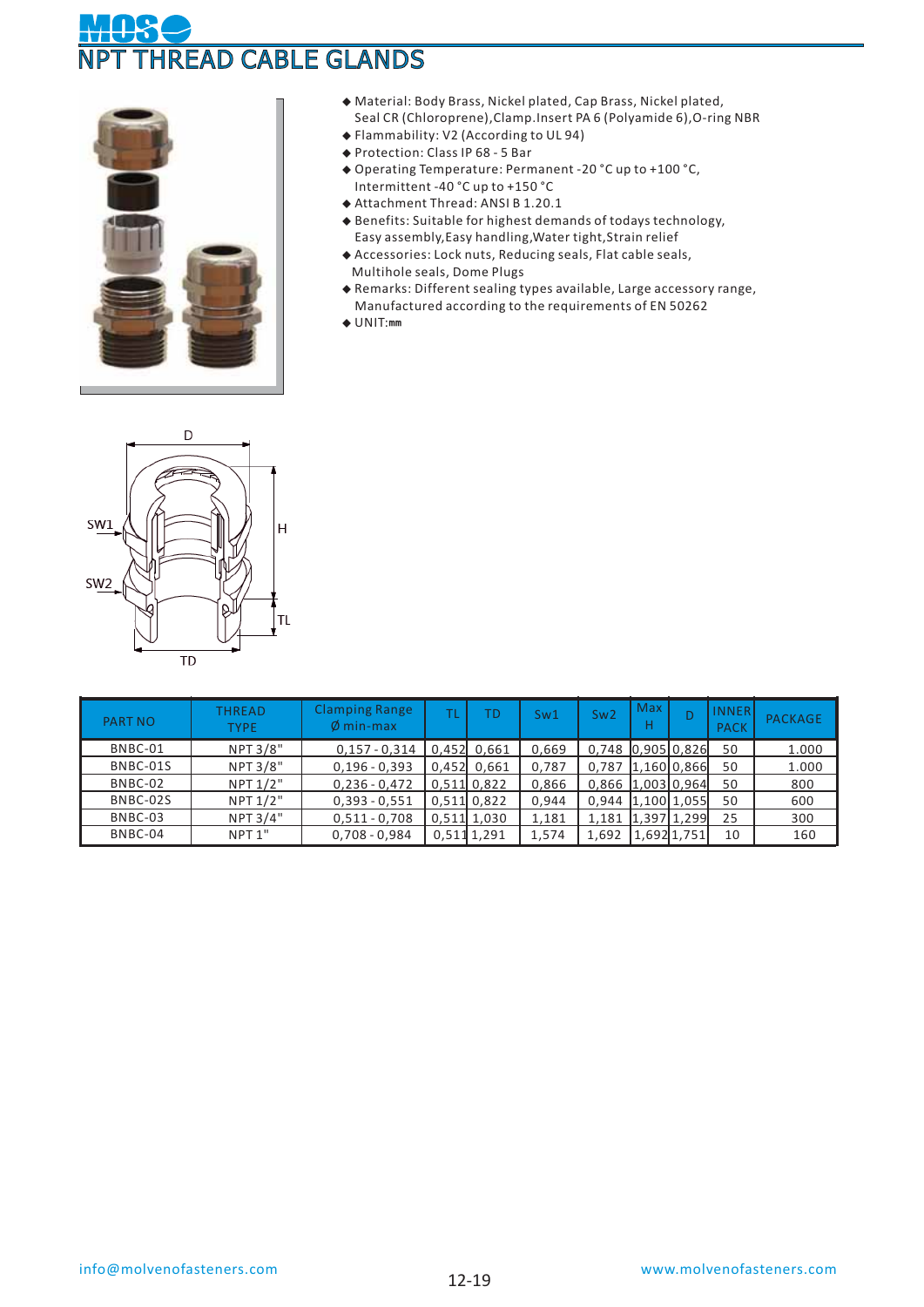# NPT THREAD CABLE GLANDS

- Material: Body Brass, Nickel plated, Cap Brass, Nickel plated, Seal CR (Chloroprene),Clamp.Insert PA 6 (Polyamide 6),O-ring NBR
- Flammability: V2 (According to UL 94)
- Protection: Class IP 68 - 5 Bar
- Operating Temperature: Permanent -20 °C up to +100 °C, Intermittent -40 °C up to +150 °C
- Attachment Thread: ANSI B 1.20.1
- Benefits: Suitable for highest demands of todays technology, Easy assembly,Easy handling,Water tight,Strain relief
- Accessories: Lock nuts, Reducing seals, Flat cable seals, Multihole seals, Dome Plugs
- Remarks: Different sealing types available, Large accessory range, Manufactured according to the requirements of EN 50262
- UNIT:mm

| PART NO | THREAD TYPE | Clamping Range Ø min-max | TL | TD | Sw1 | Sw2 | Max H | D | INNER PACK | PACKAGE |
|---|---|---|---|---|---|---|---|---|---|---|
| BNBC-01 | NPT 3/8" | 0,157 - 0,314 | 0,452 | 0,661 | 0,669 | 0,748 | 0,905 | 0,826 | 50 | 1.000 |
| BNBC-01S | NPT 3/8" | 0,196 - 0,393 | 0,452 | 0,661 | 0,787 | 0,787 | 1,160 | 0,866 | 50 | 1.000 |
| BNBC-02 | NPT 1/2" | 0,236 - 0,472 | 0,511 | 0,822 | 0,866 | 0,866 | 1,003 | 0,964 | 50 | 800 |
| BNBC-02S | NPT 1/2" | 0,393 - 0,551 | 0,511 | 0,822 | 0,944 | 0,944 | 1,100 | 1,055 | 50 | 600 |
| BNBC-03 | NPT 3/4" | 0,511 - 0,708 | 0,511 | 1,030 | 1,181 | 1,181 | 1,397 | 1,299 | 25 | 300 |
| BNBC-04 | NPT 1" | 0,708 - 0,984 | 0,511 | 1,291 | 1,574 | 1,692 | 1,692 | 1,751 | 10 | 160 |

info@molvenofasteners.com www.molvenofasteners.com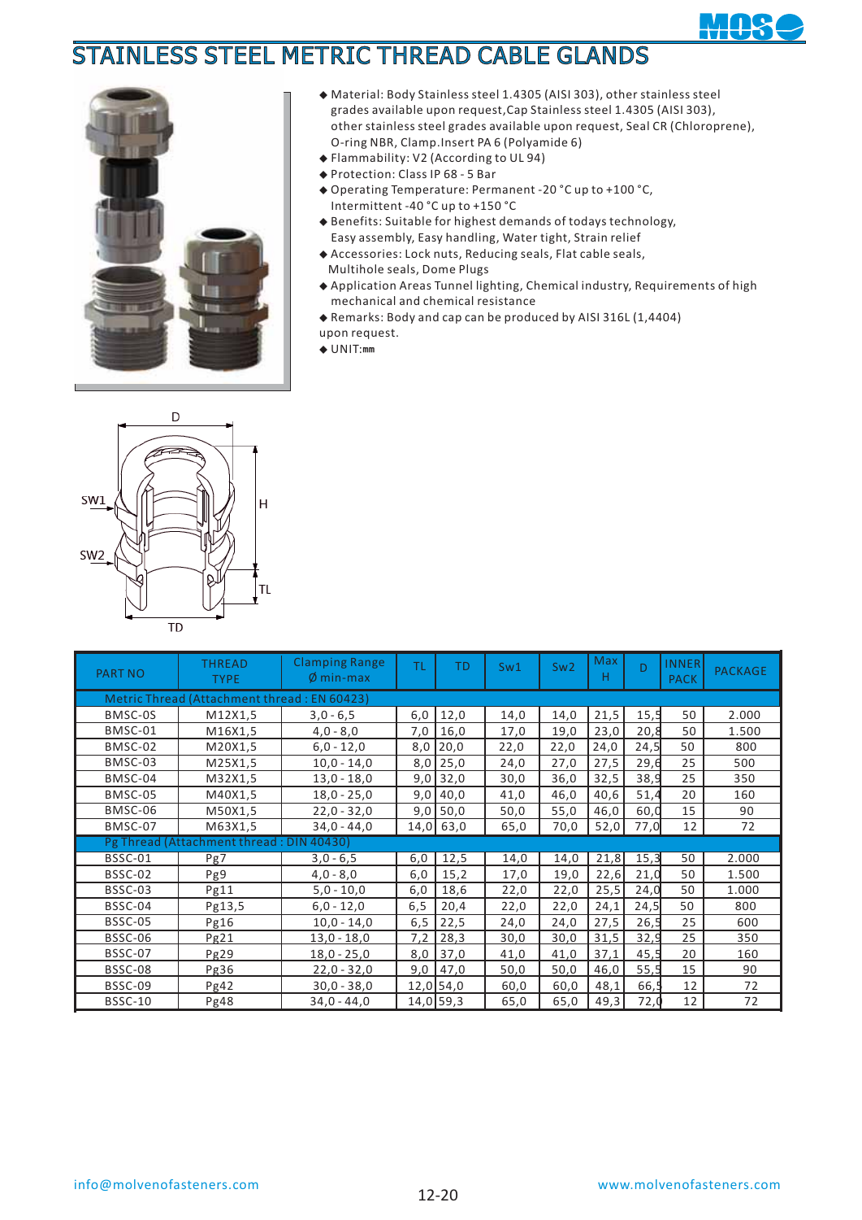# STAINLESS STEEL METRIC THREAD CABLE GLANDS

- Material: Body Stainless steel 1.4305 (AISI 303), other stainless steel grades available upon request,Cap Stainless steel 1.4305 (AISI 303), other stainless steel grades available upon request, Seal CR (Chloroprene), O-ring NBR, Clamp.Insert PA 6 (Polyamide 6)
- Flammability: V2 (According to UL 94)
- Protection: Class IP 68 - 5 Bar
- Operating Temperature: Permanent -20 °C up to +100 °C, Intermittent -40 °C up to +150 °C
- Benefits: Suitable for highest demands of todays technology, Easy assembly, Easy handling, Water tight, Strain relief
- Accessories: Lock nuts, Reducing seals, Flat cable seals, Multihole seals, Dome Plugs
- Application Areas Tunnel lighting, Chemical industry, Requirements of high mechanical and chemical resistance
- Remarks: Body and cap can be produced by AISI 316L (1,4404) upon request.
- UNIT:mm

| PART NO | THREAD TYPE | Clamping Range Ø min-max | TL | TD | Sw1 | Sw2 | Max H | D | INNER PACK | PACKAGE |
|---|---|---|---|---|---|---|---|---|---|---|
| Metric Thread (Attachment thread : EN 60423) | | | | | | | | | | |
| BMSC-0S | M12X1,5 | 3,0 - 6,5 | 6,0 | 12,0 | 14,0 | 14,0 | 21,5 | 15,5 | 50 | 2.000 |
| BMSC-01 | M16X1,5 | 4,0 - 8,0 | 7,0 | 16,0 | 17,0 | 19,0 | 23,0 | 20,8 | 50 | 1.500 |
| BMSC-02 | M20X1,5 | 6,0 - 12,0 | 8,0 | 20,0 | 22,0 | 22,0 | 24,0 | 24,5 | 50 | 800 |
| BMSC-03 | M25X1,5 | 10,0 - 14,0 | 8,0 | 25,0 | 24,0 | 27,0 | 27,5 | 29,6 | 25 | 500 |
| BMSC-04 | M32X1,5 | 13,0 - 18,0 | 9,0 | 32,0 | 30,0 | 36,0 | 32,5 | 38,9 | 25 | 350 |
| BMSC-05 | M40X1,5 | 18,0 - 25,0 | 9,0 | 40,0 | 41,0 | 46,0 | 40,6 | 51,4 | 20 | 160 |
| BMSC-06 | M50X1,5 | 22,0 - 32,0 | 9,0 | 50,0 | 50,0 | 55,0 | 46,0 | 60,0 | 15 | 90 |
| BMSC-07 | M63X1,5 | 34,0 - 44,0 | 14,0 | 63,0 | 65,0 | 70,0 | 52,0 | 77,0 | 12 | 72 |
| Pg Thread (Attachment thread : DIN 40430) | | | | | | | | | | |
| BSSC-01 | Pg7 | 3,0 - 6,5 | 6,0 | 12,5 | 14,0 | 14,0 | 21,8 | 15,3 | 50 | 2.000 |
| BSSC-02 | Pg9 | 4,0 - 8,0 | 6,0 | 15,2 | 17,0 | 19,0 | 22,6 | 21,0 | 50 | 1.500 |
| BSSC-03 | Pg11 | 5,0 - 10,0 | 6,0 | 18,6 | 22,0 | 22,0 | 25,5 | 24,0 | 50 | 1.000 |
| BSSC-04 | Pg13,5 | 6,0 - 12,0 | 6,5 | 20,4 | 22,0 | 22,0 | 24,1 | 24,5 | 50 | 800 |
| BSSC-05 | Pg16 | 10,0 - 14,0 | 6,5 | 22,5 | 24,0 | 24,0 | 27,5 | 26,5 | 25 | 600 |
| BSSC-06 | Pg21 | 13,0 - 18,0 | 7,2 | 28,3 | 30,0 | 30,0 | 31,5 | 32,9 | 25 | 350 |
| BSSC-07 | Pg29 | 18,0 - 25,0 | 8,0 | 37,0 | 41,0 | 41,0 | 37,1 | 45,5 | 20 | 160 |
| BSSC-08 | Pg36 | 22,0 - 32,0 | 9,0 | 47,0 | 50,0 | 50,0 | 46,0 | 55,5 | 15 | 90 |
| BSSC-09 | Pg42 | 30,0 - 38,0 | 12,0 | 54,0 | 60,0 | 60,0 | 48,1 | 66,5 | 12 | 72 |
| BSSC-10 | Pg48 | 34,0 - 44,0 | 14,0 | 59,3 | 65,0 | 65,0 | 49,3 | 72,0 | 12 | 72 |

info@molvenofasteners.com

www.molvenofasteners.com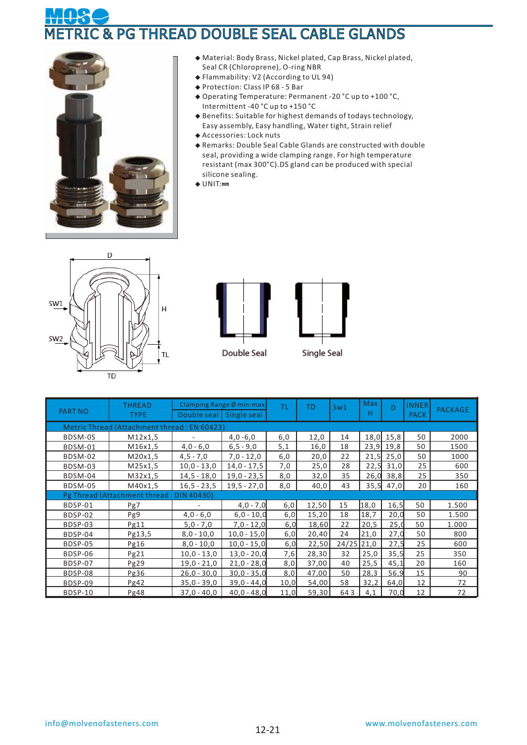# METRIC & PG THREAD DOUBLE SEAL CABLE GLANDS

- Material: Body Brass, Nickel plated, Cap Brass, Nickel plated, Seal CR (Chloroprene), O-ring NBR
- Flammability: V2 (According to UL 94)
- Protection: Class IP 68 - 5 Bar
- Operating Temperature: Permanent -20 °C up to +100 °C, Intermittent -40 °C up to +150 °C
- Benefits: Suitable for highest demands of todays technology, Easy assembly, Easy handling, Water tight, Strain relief
- Accessories: Lock nuts
- Remarks: Double Seal Cable Glands are constructed with double seal, providing a wide clamping range. For high temperature resistant (max 300°C).DS gland can be produced with special silicone sealing.
- UNIT:mm

Double Seal

Single Seal

| PART NO | THREAD TYPE | Clamping Range Ø min-max | | TL | TD | Sw1 | Max H | D | INNER PACK | PACKAGE |
|---|---|---|---|---|---|---|---|---|---|---|
| | | Double seal | Single seal | | | | | | | |
| Metric Thread (Attachment thread : EN 60423) | | | | | | | | | | |
| BDSM-0S | M12x1,5 | - | 4,0 -6,0 | 6,0 | 12,0 | 14 | 18,0 | 15,8 | 50 | 2000 |
| BDSM-01 | M16x1,5 | 4,0 - 6,0 | 6,5 - 9,0 | 5,1 | 16,0 | 18 | 23,9 | 19,8 | 50 | 1500 |
| BDSM-02 | M20x1,5 | 4,5 - 7,0 | 7,0 - 12,0 | 6,0 | 20,0 | 22 | 21,5 | 25,0 | 50 | 1000 |
| BDSM-03 | M25x1,5 | 10,0 - 13,0 | 14,0 - 17,5 | 7,0 | 25,0 | 28 | 22,5 | 31,0 | 25 | 600 |
| BDSM-04 | M32x1,5 | 14,5 - 18,0 | 19,0 - 23,5 | 8,0 | 32,0 | 35 | 26,0 | 38,8 | 25 | 350 |
| BDSM-05 | M40x1,5 | 16,5 - 23,5 | 19,5 - 27,0 | 8,0 | 40,0 | 43 | 35,5 | 47,0 | 20 | 160 |
| Pg Thread (Attachment thread : DIN 40430) | | | | | | | | | | |
| BDSP-01 | Pg7 | - | 4,0 - 7,0 | 6,0 | 12,50 | 15 | 18,0 | 16,5 | 50 | 1.500 |
| BDSP-02 | Pg9 | 4,0 - 6,0 | 6,0 - 10,0 | 6,0 | 15,20 | 18 | 18,7 | 20,0 | 50 | 1.500 |
| BDSP-03 | Pg11 | 5,0 - 7,0 | 7,0 - 12,0 | 6,0 | 18,60 | 22 | 20,5 | 25,0 | 50 | 1.000 |
| BDSP-04 | Pg13,5 | 8,0 - 10,0 | 10,0 - 15,0 | 6,0 | 20,40 | 24 | 21,0 | 27,0 | 50 | 800 |
| BDSP-05 | Pg16 | 8,0 - 10,0 | 10,0 - 15,0 | 6,0 | 22,50 | 24/25 | 21,0 | 27,5 | 25 | 600 |
| BDSP-06 | Pg21 | 10,0 - 13,0 | 13,0 - 20,0 | 7,6 | 28,30 | 32 | 25,0 | 35,5 | 25 | 350 |
| BDSP-07 | Pg29 | 19,0 - 21,0 | 21,0 - 28,0 | 8,0 | 37,00 | 40 | 25,5 | 45,1 | 20 | 160 |
| BDSP-08 | Pg36 | 26,0 - 30,0 | 30,0 - 35,0 | 8,0 | 47,00 | 50 | 28,3 | 56,9 | 15 | 90 |
| BDSP-09 | Pg42 | 35,0 - 39,0 | 39,0 - 44,0 | 10,0 | 54,00 | 58 | 32,2 | 64,0 | 12 | 72 |
| BDSP-10 | Pg48 | 37,0 - 40,0 | 40,0 - 48,0 | 11,0 | 59,30 | 64 3 | 4,1 | 70,0 | 12 | 72 |

info@molvenofasteners.com www.molvenofasteners.com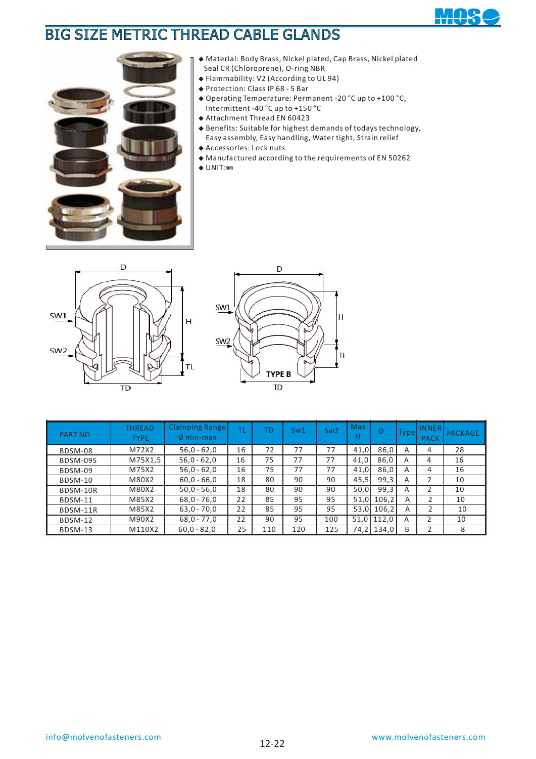# BIG SIZE METRIC THREAD CABLE GLANDS

- Material: Body Brass, Nickel plated, Cap Brass, Nickel plated Seal CR (Chloroprene), O-ring NBR
- Flammability: V2 (According to UL 94)
- Protection: Class IP 68 - 5 Bar
- Operating Temperature: Permanent -20 °C up to +100 °C, Intermittent -40 °C up to +150 °C
- Attachment Thread EN 60423
- Benefits: Suitable for highest demands of todays technology, Easy assembly, Easy handling, Water tight, Strain relief
- Accessories: Lock nuts
- Manufactured according to the requirements of EN 50262
- UNIT:mm

| PART NO | THREAD TYPE | Clamping Range Ø min-max | TL | TD | Sw1 | Sw2 | Max H | D | Type | INNER PACK | PACKAGE |
|---|---|---|---|---|---|---|---|---|---|---|---|
| BDSM-08 | M72X2 | 56,0 - 62,0 | 16 | 72 | 77 | 77 | 41,0 | 86,0 | A | 4 | 28 |
| BDSM-09S | M75X1,5 | 56,0 - 62,0 | 16 | 75 | 77 | 77 | 41,0 | 86,0 | A | 4 | 16 |
| BDSM-09 | M75X2 | 56,0 - 62,0 | 16 | 75 | 77 | 77 | 41,0 | 86,0 | A | 4 | 16 |
| BDSM-10 | M80X2 | 60,0 - 66,0 | 18 | 80 | 90 | 90 | 45,5 | 99,3 | A | 2 | 10 |
| BDSM-10R | M80X2 | 50,0 - 56,0 | 18 | 80 | 90 | 90 | 50,0 | 99,3 | A | 2 | 10 |
| BDSM-11 | M85X2 | 68,0 - 76,0 | 22 | 85 | 95 | 95 | 51,0 | 106,2 | A | 2 | 10 |
| BDSM-11R | M85X2 | 63,0 - 70,0 | 22 | 85 | 95 | 95 | 53,0 | 106,2 | A | 2 | 10 |
| BDSM-12 | M90X2 | 68,0 - 77,0 | 22 | 90 | 95 | 100 | 51,0 | 112,0 | A | 2 | 10 |
| BDSM-13 | M110X2 | 60,0 - 82,0 | 25 | 110 | 120 | 125 | 74,2 | 134,0 | B | 2 | 8 |

info@molvenofasteners.com www.molvenofasteners.com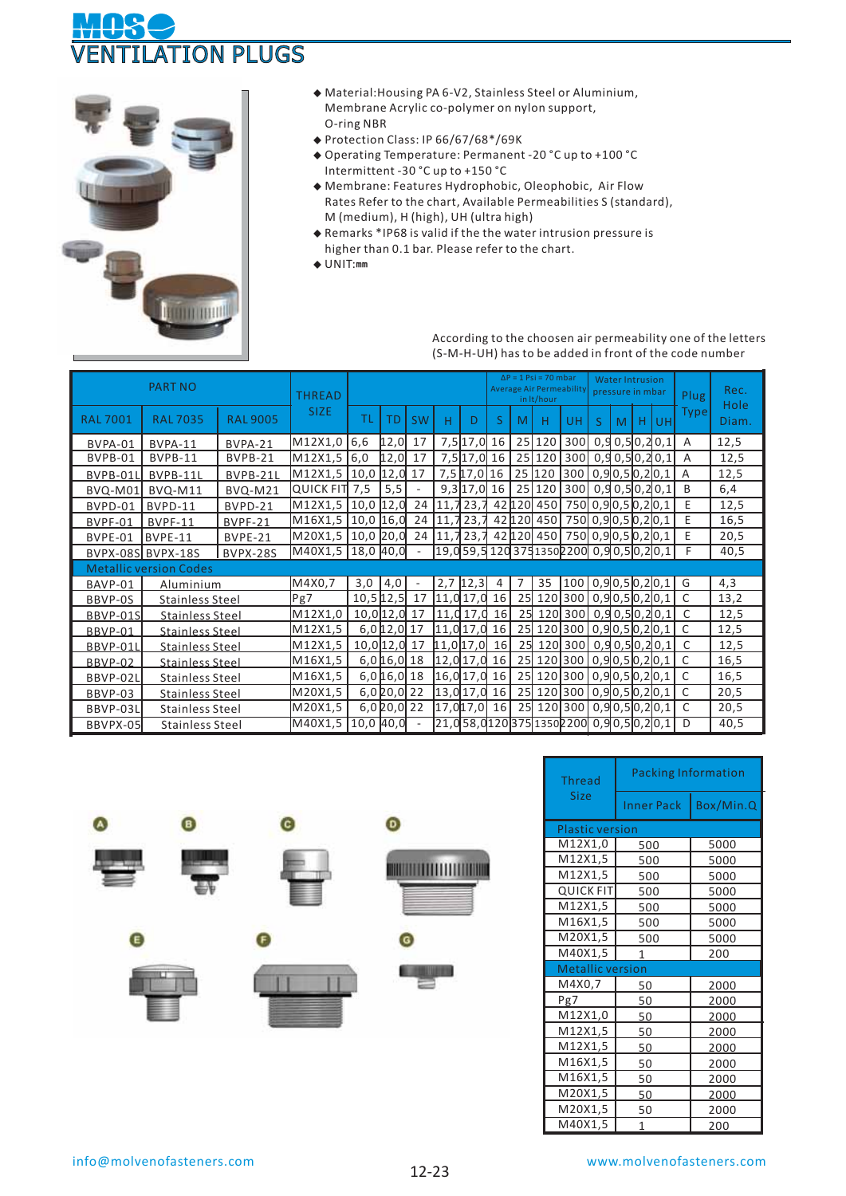# VENTILATION PLUGS

- Material:Housing PA 6-V2, Stainless Steel or Aluminium, Membrane Acrylic co-polymer on nylon support, O-ring NBR
- Protection Class: IP 66/67/68*/69K
- Operating Temperature: Permanent -20 °C up to +100 °C Intermittent -30 °C up to +150 °C
- Membrane: Features Hydrophobic, Oleophobic, Air Flow Rates Refer to the chart, Available Permeabilities S (standard), M (medium), H (high), UH (ultra high)
- Remarks *IP68 is valid if the water intrusion pressure is higher than 0.1 bar. Please refer to the chart.
- UNIT:mm

According to the choosen air permeability one of the letters (S-M-H-UH) has to be added in front of the code number

| PART NO | | | THREAD SIZE | | | | | | ΔP = 1 Psi = 70 mbar Average Air Permeability in lt/hour | | | | Water Intrusion pressure in mbar | | | | Plug Type | Rec. Hole Diam. |
|---|---|---|---|---|---|---|---|---|---|---|---|---|---|---|---|---|---|---|
| RAL 7001 | RAL 7035 | RAL 9005 | | TL | TD | SW | H | D | S | M | H | UH | S | M | H | UH | | |
| BVPA-01 | BVPA-11 | BVPA-21 | M12X1,0 | 6,6 | 12,0 | 17 | 7,5 | 17,0 | 16 | 25 | 120 | 300 | 0,9 | 0,5 | 0,2 | 0,1 | A | 12,5 |
| BVPB-01 | BVPB-11 | BVPB-21 | M12X1,5 | 6,0 | 12,0 | 17 | 7,5 | 17,0 | 16 | 25 | 120 | 300 | 0,9 | 0,5 | 0,2 | 0,1 | A | 12,5 |
| BVPB-01L | BVPB-11L | BVPB-21L | M12X1,5 | 10,0 | 12,0 | 17 | 7,5 | 17,0 | 16 | 25 | 120 | 300 | 0,9 | 0,5 | 0,2 | 0,1 | A | 12,5 |
| BVQ-M01 | BVQ-M11 | BVQ-M21 | QUICK FIT | 7,5 | 5,5 | - | 9,3 | 17,0 | 16 | 25 | 120 | 300 | 0,9 | 0,5 | 0,2 | 0,1 | B | 6,4 |
| BVPD-01 | BVPD-11 | BVPD-21 | M12X1,5 | 10,0 | 12,0 | 24 | 11,7 | 23,7 | 42 | 120 | 450 | 750 | 0,9 | 0,5 | 0,2 | 0,1 | E | 12,5 |
| BVPF-01 | BVPF-11 | BVPF-21 | M16X1,5 | 10,0 | 16,0 | 24 | 11,7 | 23,7 | 42 | 120 | 450 | 750 | 0,9 | 0,5 | 0,2 | 0,1 | E | 16,5 |
| BVPE-01 | BVPE-11 | BVPE-21 | M20X1,5 | 10,0 | 20,0 | 24 | 11,7 | 23,7 | 42 | 120 | 450 | 750 | 0,9 | 0,5 | 0,2 | 0,1 | E | 20,5 |
| BVPX-08S | BVPX-18S | BVPX-28S | M40X1,5 | 18,0 | 40,0 | - | 19,0 | 59,5 | 120 | 375 | 1350 | 2200 | 0,9 | 0,5 | 0,2 | 0,1 | F | 40,5 |
| Metallic version Codes | | | | | | | | | | | | | | | | | | |
| BAVP-01 | Aluminium | | M4X0,7 | 3,0 | 4,0 | - | 2,7 | 12,3 | 4 | 7 | 35 | 100 | 0,9 | 0,5 | 0,2 | 0,1 | G | 4,3 |
| BBVP-0S | Stainless Steel | | Pg7 | 10,5 | 12,5 | 17 | 11,0 | 17,0 | 16 | 25 | 120 | 300 | 0,9 | 0,5 | 0,2 | 0,1 | C | 13,2 |
| BBVP-01S | Stainless Steel | | M12X1,0 | 10,0 | 12,0 | 17 | 11,0 | 17,0 | 16 | 25 | 120 | 300 | 0,9 | 0,5 | 0,2 | 0,1 | C | 12,5 |
| BBVP-01 | Stainless Steel | | M12X1,5 | 6,0 | 12,0 | 17 | 11,0 | 17,0 | 16 | 25 | 120 | 300 | 0,9 | 0,5 | 0,2 | 0,1 | C | 12,5 |
| BBVP-01L | Stainless Steel | | M12X1,5 | 10,0 | 12,0 | 17 | 11,0 | 17,0 | 16 | 25 | 120 | 300 | 0,9 | 0,5 | 0,2 | 0,1 | C | 12,5 |
| BBVP-02 | Stainless Steel | | M16X1,5 | 6,0 | 16,0 | 18 | 12,0 | 17,0 | 16 | 25 | 120 | 300 | 0,9 | 0,5 | 0,2 | 0,1 | C | 16,5 |
| BBVP-02L | Stainless Steel | | M16X1,5 | 6,0 | 16,0 | 18 | 16,0 | 17,0 | 16 | 25 | 120 | 300 | 0,9 | 0,5 | 0,2 | 0,1 | C | 16,5 |
| BBVP-03 | Stainless Steel | | M20X1,5 | 6,0 | 20,0 | 22 | 13,0 | 17,0 | 16 | 25 | 120 | 300 | 0,9 | 0,5 | 0,2 | 0,1 | C | 20,5 |
| BBVP-03L | Stainless Steel | | M20X1,5 | 6,0 | 20,0 | 22 | 17,0 | 17,0 | 16 | 25 | 120 | 300 | 0,9 | 0,5 | 0,2 | 0,1 | C | 20,5 |
| BBVPX-05 | Stainless Steel | | M40X1,5 | 10,0 | 40,0 | - | 21,0 | 58,0 | 120 | 375 | 1350 | 2200 | 0,9 | 0,5 | 0,2 | 0,1 | D | 40,5 |

A B C D E F G

| Thread Size | Packing Information | |
|---|---|---|
| | Inner Pack | Box/Min.Q |
| Plastic version | | |
| M12X1,0 | 500 | 5000 |
| M12X1,5 | 500 | 5000 |
| M12X1,5 | 500 | 5000 |
| QUICK FIT | 500 | 5000 |
| M12X1,5 | 500 | 5000 |
| M16X1,5 | 500 | 5000 |
| M20X1,5 | 500 | 5000 |
| M40X1,5 | 1 | 200 |
| Metallic version | | |
| M4X0,7 | 50 | 2000 |
| Pg7 | 50 | 2000 |
| M12X1,0 | 50 | 2000 |
| M12X1,5 | 50 | 2000 |
| M12X1,5 | 50 | 2000 |
| M16X1,5 | 50 | 2000 |
| M16X1,5 | 50 | 2000 |
| M20X1,5 | 50 | 2000 |
| M20X1,5 | 50 | 2000 |
| M40X1,5 | 1 | 200 |

info@molvenofasteners.com

www.molvenofasteners.com